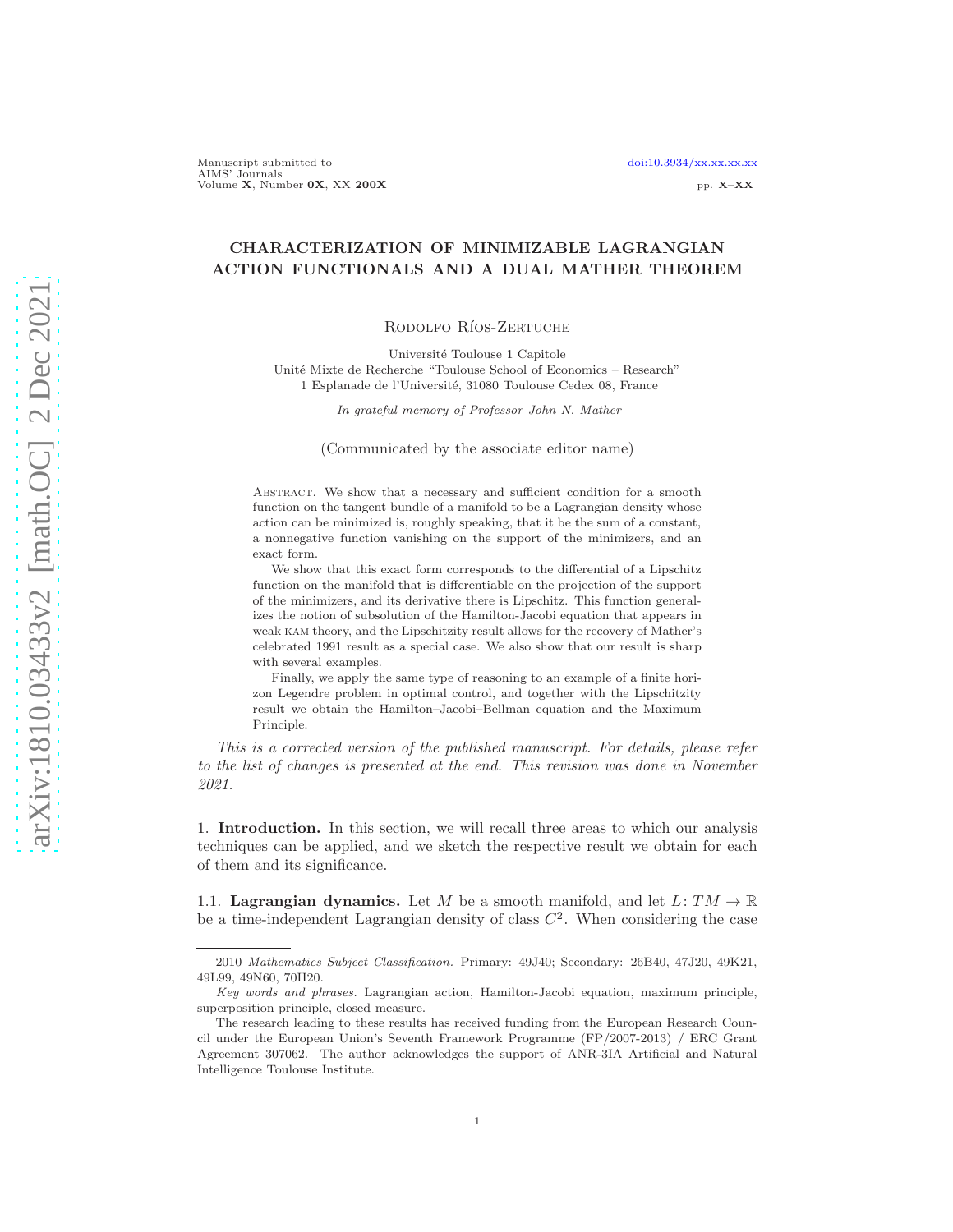# CHARACTERIZATION OF MINIMIZABLE LAGRANGIAN ACTION FUNCTIONALS AND A DUAL MATHER THEOREM

Rodolfo Ríos-Zertuche

Université Toulouse 1 Capitole
Unité Mixte de Recherche "Toulouse School of Economics – Research"
1 Esplanade de l'Université, 31080 Toulouse Cedex 08, France

*In grateful memory of Professor John N. Mather*

(Communicated by the associate editor name)

Abstract. We show that a necessary and sufficient condition for a smooth function on the tangent bundle of a manifold to be a Lagrangian density whose action can be minimized is, roughly speaking, that it be the sum of a constant, a nonnegative function vanishing on the support of the minimizers, and an exact form.

We show that this exact form corresponds to the differential of a Lipschitz function on the manifold that is differentiable on the projection of the support of the minimizers, and its derivative there is Lipschitz. This function generalizes the notion of subsolution of the Hamilton-Jacobi equation that appears in weak KAM theory, and the Lipschitzity result allows for the recovery of Mather's celebrated 1991 result as a special case. We also show that our result is sharp with several examples.

Finally, we apply the same type of reasoning to an example of a finite horizon Legendre problem in optimal control, and together with the Lipschitzity result we obtain the Hamilton–Jacobi–Bellman equation and the Maximum Principle.

*This is a corrected version of the published manuscript. For details, please refer to the list of changes is presented at the end. This revision was done in November 2021.*

## 1. Introduction.

In this section, we will recall three areas to which our analysis techniques can be applied, and we sketch the respective result we obtain for each of them and its significance.

### 1.1. Lagrangian dynamics.

Let $M$ be a smooth manifold, and let $L\colon TM \to \mathbb{R}$ be a time-independent Lagrangian density of class $C^2$. When considering the case

---

2010 *Mathematics Subject Classification.* Primary: 49J40; Secondary: 26B40, 47J20, 49K21, 49L99, 49N60, 70H20.

*Key words and phrases.* Lagrangian action, Hamilton-Jacobi equation, maximum principle, superposition principle, closed measure.

The research leading to these results has received funding from the European Research Council under the European Union's Seventh Framework Programme (FP/2007-2013) / ERC Grant Agreement 307062. The author acknowledges the support of ANR-3IA Artificial and Natural Intelligence Toulouse Institute.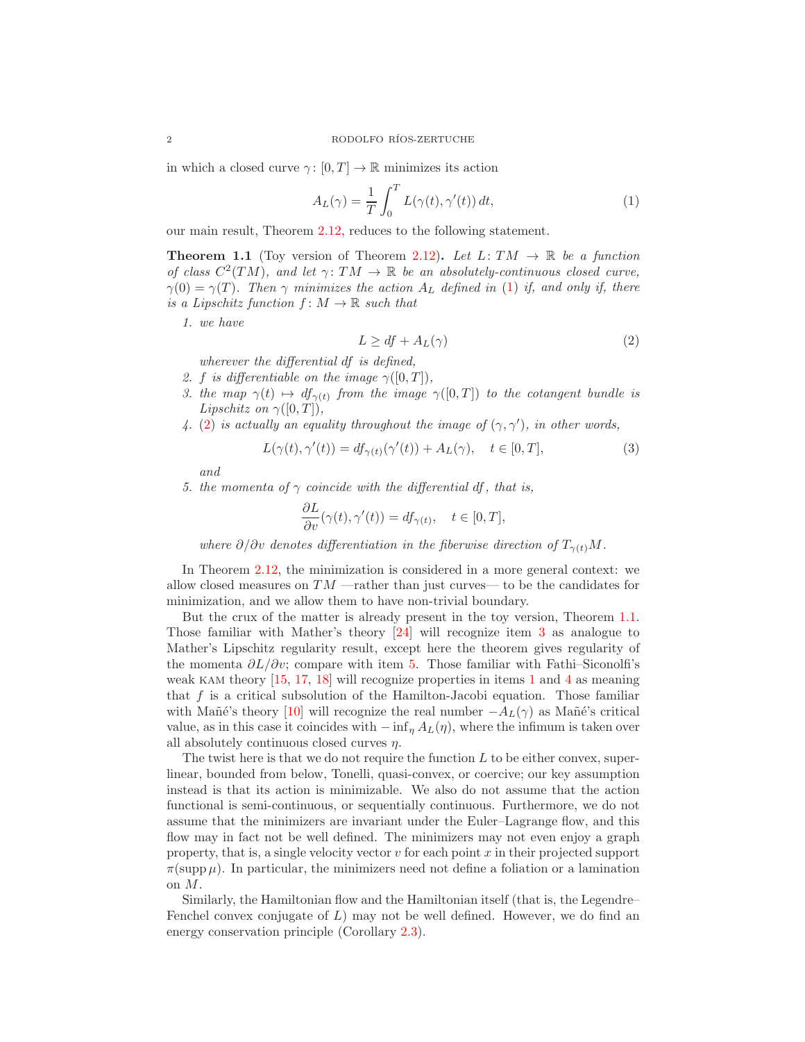in which a closed curve $\gamma\colon [0,T] \to \mathbb{R}$ minimizes its action

$$A_L(\gamma) = \frac{1}{T}\int_0^T L(\gamma(t),\gamma'(t))\,dt, \tag{1}$$

our main result, Theorem 2.12, reduces to the following statement.

**Theorem 1.1** (Toy version of Theorem 2.12)**.** *Let $L\colon TM \to \mathbb{R}$ be a function of class $C^2(TM)$, and let $\gamma\colon TM \to \mathbb{R}$ be an absolutely-continuous closed curve, $\gamma(0) = \gamma(T)$. Then $\gamma$ minimizes the action $A_L$ defined in (1) if, and only if, there is a Lipschitz function $f\colon M \to \mathbb{R}$ such that*

1. *we have*
$$L \geq df + A_L(\gamma) \tag{2}$$
*wherever the differential $df$ is defined,*
2. *$f$ is differentiable on the image $\gamma([0,T])$,*
3. *the map $\gamma(t) \mapsto df_{\gamma(t)}$ from the image $\gamma([0,T])$ to the cotangent bundle is Lipschitz on $\gamma([0,T])$,*
4. *(2) is actually an equality throughout the image of $(\gamma,\gamma')$, in other words,*
$$L(\gamma(t),\gamma'(t)) = df_{\gamma(t)}(\gamma'(t)) + A_L(\gamma), \quad t\in[0,T], \tag{3}$$
*and*
5. *the momenta of $\gamma$ coincide with the differential $df$, that is,*
$$\frac{\partial L}{\partial v}(\gamma(t),\gamma'(t)) = df_{\gamma(t)}, \quad t\in[0,T],$$
*where $\partial/\partial v$ denotes differentiation in the fiberwise direction of $T_{\gamma(t)}M$.*

In Theorem 2.12, the minimization is considered in a more general context: we allow closed measures on $TM$ —rather than just curves— to be the candidates for minimization, and we allow them to have non-trivial boundary.

But the crux of the matter is already present in the toy version, Theorem 1.1. Those familiar with Mather's theory [24] will recognize item 3 as analogue to Mather's Lipschitz regularity result, except here the theorem gives regularity of the momenta $\partial L/\partial v$; compare with item 5. Those familiar with Fathi–Siconolfi's weak KAM theory [15, 17, 18] will recognize properties in items 1 and 4 as meaning that $f$ is a critical subsolution of the Hamilton-Jacobi equation. Those familiar with Mañé's theory [10] will recognize the real number $-A_L(\gamma)$ as Mañé's critical value, as in this case it coincides with $-\inf_\eta A_L(\eta)$, where the infimum is taken over all absolutely continuous closed curves $\eta$.

The twist here is that we do not require the function $L$ to be either convex, superlinear, bounded from below, Tonelli, quasi-convex, or coercive; our key assumption instead is that its action is minimizable. We also do not assume that the action functional is semi-continuous, or sequentially continuous. Furthermore, we do not assume that the minimizers are invariant under the Euler–Lagrange flow, and this flow may in fact not be well defined. The minimizers may not even enjoy a graph property, that is, a single velocity vector $v$ for each point $x$ in their projected support $\pi(\operatorname{supp}\mu)$. In particular, the minimizers need not define a foliation or a lamination on $M$.

Similarly, the Hamiltonian flow and the Hamiltonian itself (that is, the Legendre–Fenchel convex conjugate of $L$) may not be well defined. However, we do find an energy conservation principle (Corollary 2.3).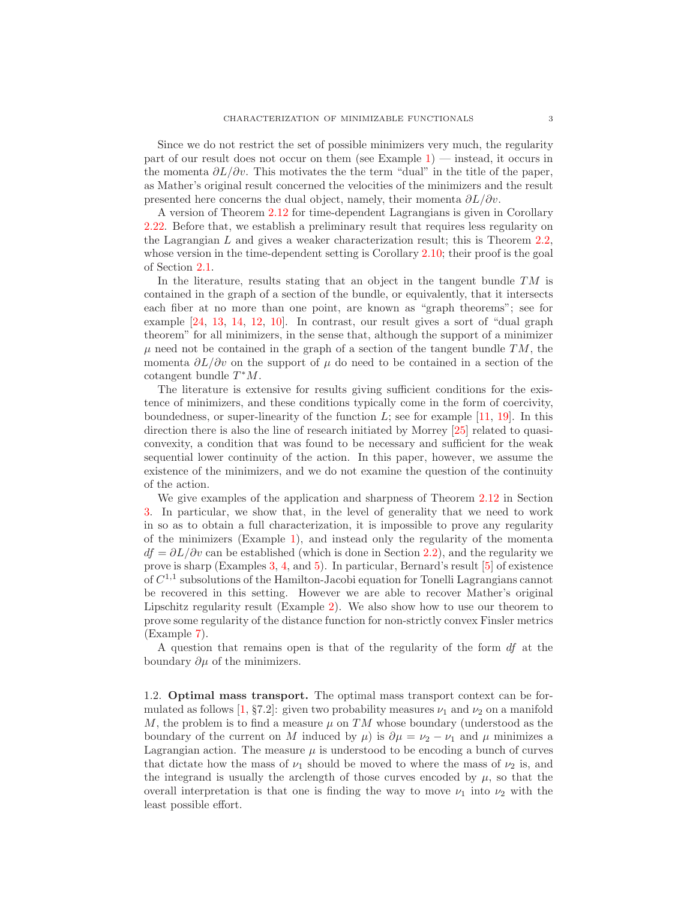Since we do not restrict the set of possible minimizers very much, the regularity part of our result does not occur on them (see Example 1) — instead, it occurs in the momenta $\partial L/\partial v$. This motivates the the term "dual" in the title of the paper, as Mather's original result concerned the velocities of the minimizers and the result presented here concerns the dual object, namely, their momenta $\partial L/\partial v$.

A version of Theorem 2.12 for time-dependent Lagrangians is given in Corollary 2.22. Before that, we establish a preliminary result that requires less regularity on the Lagrangian $L$ and gives a weaker characterization result; this is Theorem 2.2, whose version in the time-dependent setting is Corollary 2.10; their proof is the goal of Section 2.1.

In the literature, results stating that an object in the tangent bundle $TM$ is contained in the graph of a section of the bundle, or equivalently, that it intersects each fiber at no more than one point, are known as "graph theorems"; see for example [24, 13, 14, 12, 10]. In contrast, our result gives a sort of "dual graph theorem" for all minimizers, in the sense that, although the support of a minimizer $\mu$ need not be contained in the graph of a section of the tangent bundle $TM$, the momenta $\partial L/\partial v$ on the support of $\mu$ do need to be contained in a section of the cotangent bundle $T^*M$.

The literature is extensive for results giving sufficient conditions for the existence of minimizers, and these conditions typically come in the form of coercivity, boundedness, or super-linearity of the function $L$; see for example [11, 19]. In this direction there is also the line of research initiated by Morrey [25] related to quasiconvexity, a condition that was found to be necessary and sufficient for the weak sequential lower continuity of the action. In this paper, however, we assume the existence of the minimizers, and we do not examine the question of the continuity of the action.

We give examples of the application and sharpness of Theorem 2.12 in Section 3. In particular, we show that, in the level of generality that we need to work in so as to obtain a full characterization, it is impossible to prove any regularity of the minimizers (Example 1), and instead only the regularity of the momenta $df = \partial L/\partial v$ can be established (which is done in Section 2.2), and the regularity we prove is sharp (Examples 3, 4, and 5). In particular, Bernard's result [5] of existence of $C^{1,1}$ subsolutions of the Hamilton-Jacobi equation for Tonelli Lagrangians cannot be recovered in this setting. However we are able to recover Mather's original Lipschitz regularity result (Example 2). We also show how to use our theorem to prove some regularity of the distance function for non-strictly convex Finsler metrics (Example 7).

A question that remains open is that of the regularity of the form $df$ at the boundary $\partial\mu$ of the minimizers.

### 1.2. Optimal mass transport.

The optimal mass transport context can be formulated as follows [1, §7.2]: given two probability measures $\nu_1$ and $\nu_2$ on a manifold $M$, the problem is to find a measure $\mu$ on $TM$ whose boundary (understood as the boundary of the current on $M$ induced by $\mu$) is $\partial\mu = \nu_2 - \nu_1$ and $\mu$ minimizes a Lagrangian action. The measure $\mu$ is understood to be encoding a bunch of curves that dictate how the mass of $\nu_1$ should be moved to where the mass of $\nu_2$ is, and the integrand is usually the arclength of those curves encoded by $\mu$, so that the overall interpretation is that one is finding the way to move $\nu_1$ into $\nu_2$ with the least possible effort.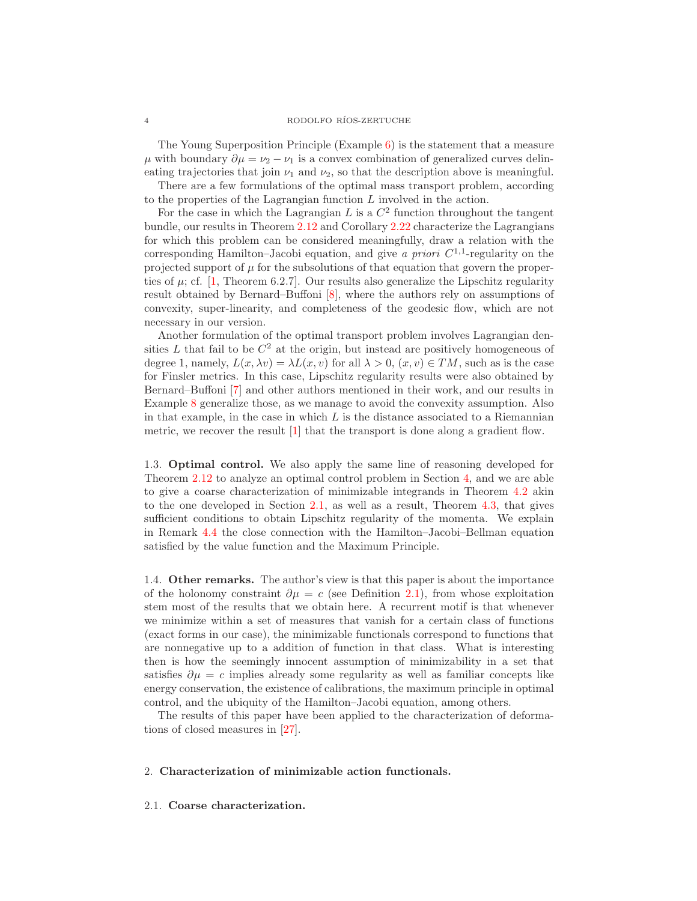The Young Superposition Principle (Example 6) is the statement that a measure $\mu$ with boundary $\partial\mu = \nu_2 - \nu_1$ is a convex combination of generalized curves delineating trajectories that join $\nu_1$ and $\nu_2$, so that the description above is meaningful.

There are a few formulations of the optimal mass transport problem, according to the properties of the Lagrangian function $L$ involved in the action.

For the case in which the Lagrangian $L$ is a $C^2$ function throughout the tangent bundle, our results in Theorem 2.12 and Corollary 2.22 characterize the Lagrangians for which this problem can be considered meaningfully, draw a relation with the corresponding Hamilton–Jacobi equation, and give *a priori* $C^{1,1}$-regularity on the projected support of $\mu$ for the subsolutions of that equation that govern the properties of $\mu$; cf. [1, Theorem 6.2.7]. Our results also generalize the Lipschitz regularity result obtained by Bernard–Buffoni [8], where the authors rely on assumptions of convexity, super-linearity, and completeness of the geodesic flow, which are not necessary in our version.

Another formulation of the optimal transport problem involves Lagrangian densities $L$ that fail to be $C^2$ at the origin, but instead are positively homogeneous of degree 1, namely, $L(x, \lambda v) = \lambda L(x, v)$ for all $\lambda > 0$, $(x, v) \in TM$, such as is the case for Finsler metrics. In this case, Lipschitz regularity results were also obtained by Bernard–Buffoni [7] and other authors mentioned in their work, and our results in Example 8 generalize those, as we manage to avoid the convexity assumption. Also in that example, in the case in which $L$ is the distance associated to a Riemannian metric, we recover the result [1] that the transport is done along a gradient flow.

### 1.3. **Optimal control.**

We also apply the same line of reasoning developed for Theorem 2.12 to analyze an optimal control problem in Section 4, and we are able to give a coarse characterization of minimizable integrands in Theorem 4.2 akin to the one developed in Section 2.1, as well as a result, Theorem 4.3, that gives sufficient conditions to obtain Lipschitz regularity of the momenta. We explain in Remark 4.4 the close connection with the Hamilton–Jacobi–Bellman equation satisfied by the value function and the Maximum Principle.

### 1.4. **Other remarks.**

The author's view is that this paper is about the importance of the holonomy constraint $\partial\mu = c$ (see Definition 2.1), from whose exploitation stem most of the results that we obtain here. A recurrent motif is that whenever we minimize within a set of measures that vanish for a certain class of functions (exact forms in our case), the minimizable functionals correspond to functions that are nonnegative up to a addition of function in that class. What is interesting then is how the seemingly innocent assumption of minimizability in a set that satisfies $\partial\mu = c$ implies already some regularity as well as familiar concepts like energy conservation, the existence of calibrations, the maximum principle in optimal control, and the ubiquity of the Hamilton–Jacobi equation, among others.

The results of this paper have been applied to the characterization of deformations of closed measures in [27].

## 2. **Characterization of minimizable action functionals.**

### 2.1. **Coarse characterization.**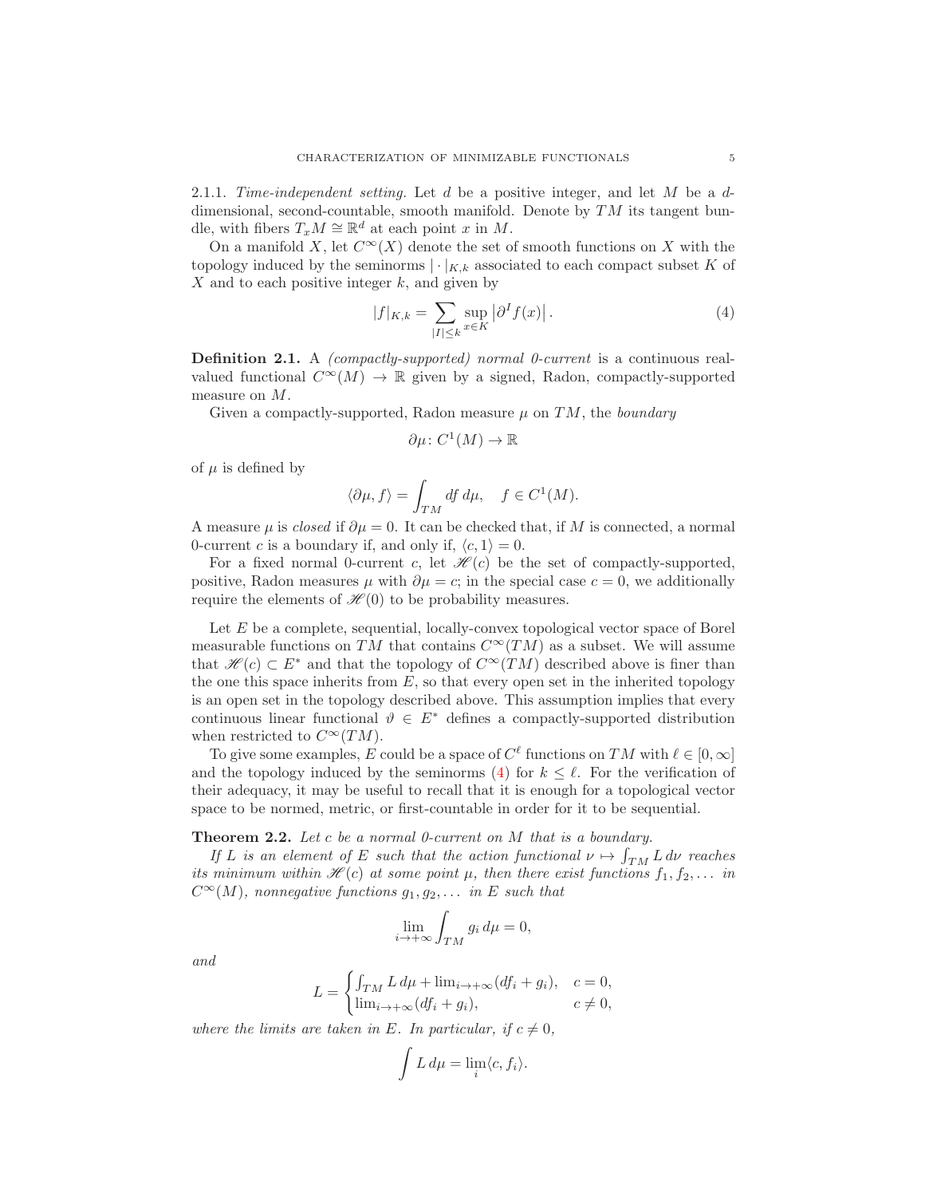2.1.1. *Time-independent setting.* Let $d$ be a positive integer, and let $M$ be a $d$-dimensional, second-countable, smooth manifold. Denote by $TM$ its tangent bundle, with fibers $T_xM \cong \mathbb{R}^d$ at each point $x$ in $M$.

On a manifold $X$, let $C^\infty(X)$ denote the set of smooth functions on $X$ with the topology induced by the seminorms $|\cdot|_{K,k}$ associated to each compact subset $K$ of $X$ and to each positive integer $k$, and given by

$$|f|_{K,k} = \sum_{|I|\leq k} \sup_{x\in K} \left|\partial^I f(x)\right|. \tag{4}$$

**Definition 2.1.** A *(compactly-supported) normal 0-current* is a continuous real-valued functional $C^\infty(M) \to \mathbb{R}$ given by a signed, Radon, compactly-supported measure on $M$.

Given a compactly-supported, Radon measure $\mu$ on $TM$, the *boundary*

$$\partial\mu \colon C^1(M) \to \mathbb{R}$$

of $\mu$ is defined by

$$\langle \partial\mu, f\rangle = \int_{TM} df\, d\mu, \quad f \in C^1(M).$$

A measure $\mu$ is *closed* if $\partial\mu = 0$. It can be checked that, if $M$ is connected, a normal 0-current $c$ is a boundary if, and only if, $\langle c, 1\rangle = 0$.

For a fixed normal 0-current $c$, let $\mathscr{H}(c)$ be the set of compactly-supported, positive, Radon measures $\mu$ with $\partial\mu = c$; in the special case $c = 0$, we additionally require the elements of $\mathscr{H}(0)$ to be probability measures.

Let $E$ be a complete, sequential, locally-convex topological vector space of Borel measurable functions on $TM$ that contains $C^\infty(TM)$ as a subset. We will assume that $\mathscr{H}(c) \subset E^*$ and that the topology of $C^\infty(TM)$ described above is finer than the one this space inherits from $E$, so that every open set in the inherited topology is an open set in the topology described above. This assumption implies that every continuous linear functional $\vartheta \in E^*$ defines a compactly-supported distribution when restricted to $C^\infty(TM)$.

To give some examples, $E$ could be a space of $C^\ell$ functions on $TM$ with $\ell \in [0,\infty]$ and the topology induced by the seminorms (4) for $k \leq \ell$. For the verification of their adequacy, it may be useful to recall that it is enough for a topological vector space to be normed, metric, or first-countable in order for it to be sequential.

**Theorem 2.2.** *Let $c$ be a normal 0-current on $M$ that is a boundary.*

*If $L$ is an element of $E$ such that the action functional $\nu \mapsto \int_{TM} L\, d\nu$ reaches its minimum within $\mathscr{H}(c)$ at some point $\mu$, then there exist functions $f_1, f_2, \dots$ in $C^\infty(M)$, nonnegative functions $g_1, g_2, \dots$ in $E$ such that*

$$\lim_{i\to+\infty} \int_{TM} g_i\, d\mu = 0,$$

*and*

$$L = \begin{cases} \int_{TM} L\, d\mu + \lim_{i\to+\infty}(df_i + g_i), & c = 0, \\ \lim_{i\to+\infty}(df_i + g_i), & c \neq 0, \end{cases}$$

*where the limits are taken in $E$. In particular, if $c \neq 0$,*

$$\int L\, d\mu = \lim_i \langle c, f_i\rangle.$$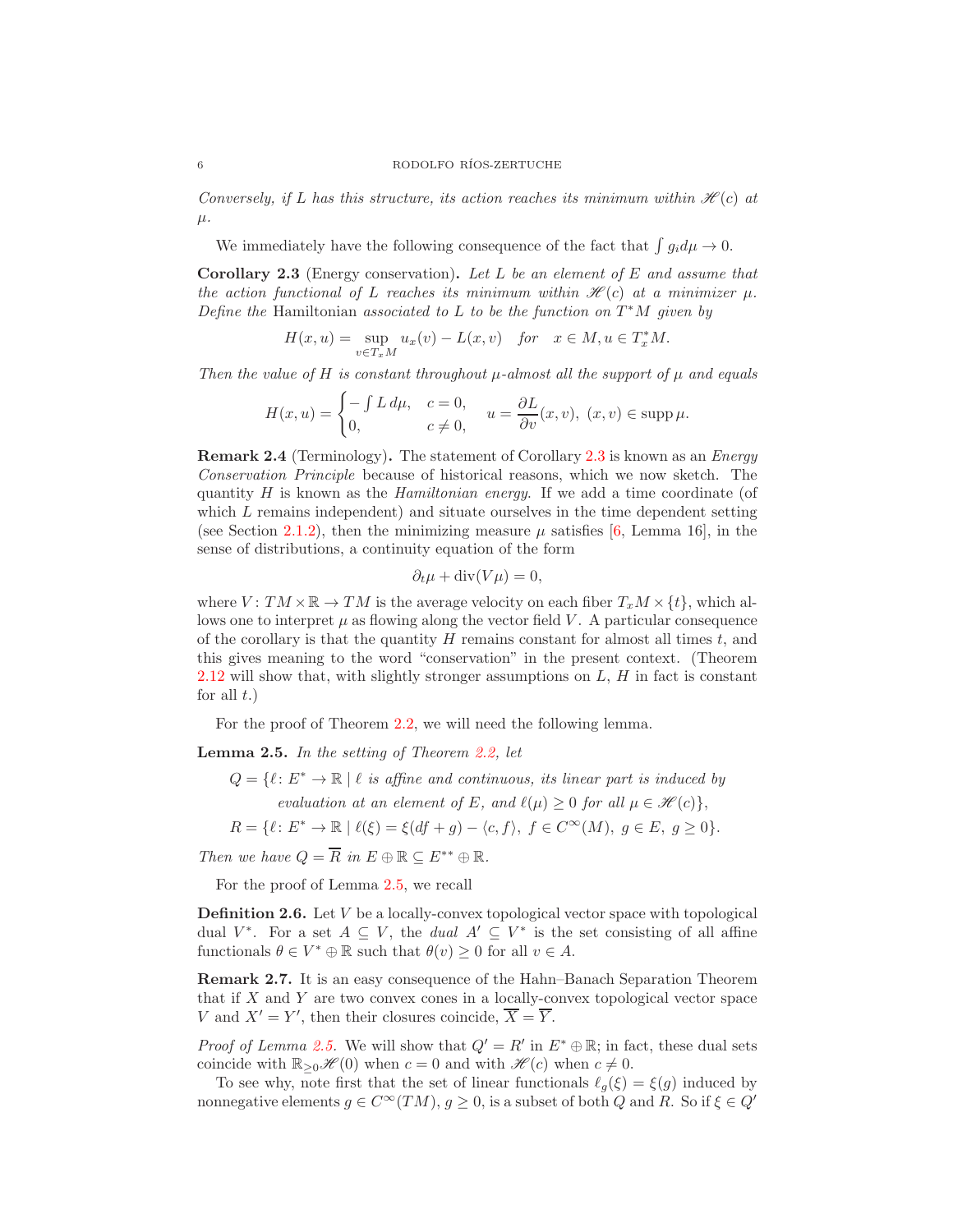*Conversely, if $L$ has this structure, its action reaches its minimum within $\mathscr{H}(c)$ at $\mu$.*

We immediately have the following consequence of the fact that $\int g_i d\mu \to 0$.

**Corollary 2.3** (Energy conservation)**.** *Let $L$ be an element of $E$ and assume that the action functional of $L$ reaches its minimum within $\mathscr{H}(c)$ at a minimizer $\mu$. Define the* Hamiltonian *associated to $L$ to be the function on $T^*M$ given by*

$$H(x,u) = \sup_{v \in T_xM} u_x(v) - L(x,v) \quad \textit{for} \quad x \in M, u \in T^*_xM.$$

*Then the value of $H$ is constant throughout $\mu$-almost all the support of $\mu$ and equals*

$$H(x,u) = \begin{cases} -\int L\, d\mu, & c = 0, \\ 0, & c \neq 0, \end{cases} \qquad u = \frac{\partial L}{\partial v}(x,v),\ (x,v) \in \operatorname{supp} \mu.$$

**Remark 2.4** (Terminology)**.** The statement of Corollary 2.3 is known as an *Energy Conservation Principle* because of historical reasons, which we now sketch. The quantity $H$ is known as the *Hamiltonian energy.* If we add a time coordinate (of which $L$ remains independent) and situate ourselves in the time dependent setting (see Section 2.1.2), then the minimizing measure $\mu$ satisfies [6, Lemma 16], in the sense of distributions, a continuity equation of the form

$$\partial_t \mu + \operatorname{div}(V\mu) = 0,$$

where $V \colon TM \times \mathbb{R} \to TM$ is the average velocity on each fiber $T_xM \times \{t\}$, which allows one to interpret $\mu$ as flowing along the vector field $V$. A particular consequence of the corollary is that the quantity $H$ remains constant for almost all times $t$, and this gives meaning to the word "conservation" in the present context. (Theorem 2.12 will show that, with slightly stronger assumptions on $L$, $H$ in fact is constant for all $t$.)

For the proof of Theorem 2.2, we will need the following lemma.

**Lemma 2.5.** *In the setting of Theorem 2.2, let*

$$Q = \{\ell \colon E^* \to \mathbb{R} \mid \ell \textit{ is affine and continuous, its linear part is induced by evaluation at an element of } E, \textit{ and } \ell(\mu) \geq 0 \textit{ for all } \mu \in \mathscr{H}(c)\},$$

$$R = \{\ell \colon E^* \to \mathbb{R} \mid \ell(\xi) = \xi(df + g) - \langle c, f\rangle,\ f \in C^\infty(M),\ g \in E,\ g \geq 0\}.$$

*Then we have $Q = \overline{R}$ in $E \oplus \mathbb{R} \subseteq E^{**} \oplus \mathbb{R}$.*

For the proof of Lemma 2.5, we recall

**Definition 2.6.** Let $V$ be a locally-convex topological vector space with topological dual $V^*$. For a set $A \subseteq V$, the *dual* $A' \subseteq V^*$ is the set consisting of all affine functionals $\theta \in V^* \oplus \mathbb{R}$ such that $\theta(v) \geq 0$ for all $v \in A$.

**Remark 2.7.** It is an easy consequence of the Hahn–Banach Separation Theorem that if $X$ and $Y$ are two convex cones in a locally-convex topological vector space $V$ and $X' = Y'$, then their closures coincide, $\overline{X} = \overline{Y}$.

*Proof of Lemma 2.5.* We will show that $Q' = R'$ in $E^* \oplus \mathbb{R}$; in fact, these dual sets coincide with $\mathbb{R}_{\geq 0}\mathscr{H}(0)$ when $c = 0$ and with $\mathscr{H}(c)$ when $c \neq 0$.

To see why, note first that the set of linear functionals $\ell_g(\xi) = \xi(g)$ induced by nonnegative elements $g \in C^\infty(TM)$, $g \geq 0$, is a subset of both $Q$ and $R$. So if $\xi \in Q'$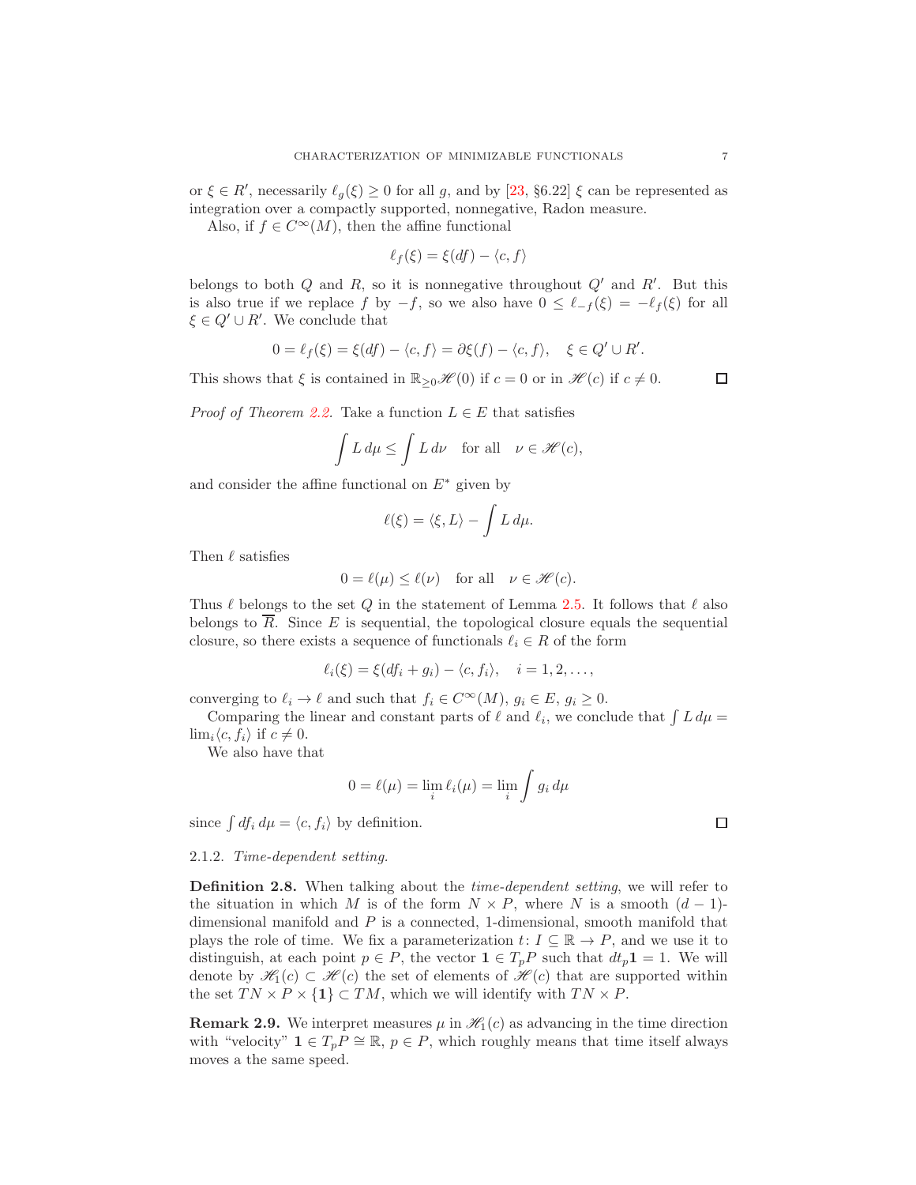or $\xi \in R'$, necessarily $\ell_g(\xi) \geq 0$ for all $g$, and by [23, §6.22] $\xi$ can be represented as integration over a compactly supported, nonnegative, Radon measure.

Also, if $f \in C^\infty(M)$, then the affine functional

$$\ell_f(\xi) = \xi(df) - \langle c, f\rangle$$

belongs to both $Q$ and $R$, so it is nonnegative throughout $Q'$ and $R'$. But this is also true if we replace $f$ by $-f$, so we also have $0 \leq \ell_{-f}(\xi) = -\ell_f(\xi)$ for all $\xi \in Q' \cup R'$. We conclude that

$$0 = \ell_f(\xi) = \xi(df) - \langle c, f\rangle = \partial\xi(f) - \langle c, f\rangle, \quad \xi \in Q' \cup R'.$$

This shows that $\xi$ is contained in $\mathbb{R}_{\geq 0}\mathscr{H}(0)$ if $c = 0$ or in $\mathscr{H}(c)$ if $c \neq 0$. ∎

*Proof of Theorem 2.2.* Take a function $L \in E$ that satisfies

$$\int L\, d\mu \leq \int L\, d\nu \quad \text{for all} \quad \nu \in \mathscr{H}(c),$$

and consider the affine functional on $E^*$ given by

$$\ell(\xi) = \langle \xi, L\rangle - \int L\, d\mu.$$

Then $\ell$ satisfies

$$0 = \ell(\mu) \leq \ell(\nu) \quad \text{for all} \quad \nu \in \mathscr{H}(c).$$

Thus $\ell$ belongs to the set $Q$ in the statement of Lemma 2.5. It follows that $\ell$ also belongs to $\overline{R}$. Since $E$ is sequential, the topological closure equals the sequential closure, so there exists a sequence of functionals $\ell_i \in R$ of the form

$$\ell_i(\xi) = \xi(df_i + g_i) - \langle c, f_i\rangle, \quad i = 1, 2, \ldots,$$

converging to $\ell_i \to \ell$ and such that $f_i \in C^\infty(M)$, $g_i \in E$, $g_i \geq 0$.

Comparing the linear and constant parts of $\ell$ and $\ell_i$, we conclude that $\int L\, d\mu = \lim_i \langle c, f_i\rangle$ if $c \neq 0$.

We also have that

$$0 = \ell(\mu) = \lim_i \ell_i(\mu) = \lim_i \int g_i\, d\mu$$

since $\int df_i\, d\mu = \langle c, f_i\rangle$ by definition. ∎

2.1.2. *Time-dependent setting.*

**Definition 2.8.** When talking about the *time-dependent setting*, we will refer to the situation in which $M$ is of the form $N \times P$, where $N$ is a smooth $(d-1)$-dimensional manifold and $P$ is a connected, 1-dimensional, smooth manifold that plays the role of time. We fix a parameterization $t\colon I \subseteq \mathbb{R} \to P$, and we use it to distinguish, at each point $p \in P$, the vector $\mathbf{1} \in T_pP$ such that $dt_p\mathbf{1} = 1$. We will denote by $\mathscr{H}_1(c) \subset \mathscr{H}(c)$ the set of elements of $\mathscr{H}(c)$ that are supported within the set $TN \times P \times \{\mathbf{1}\} \subset TM$, which we will identify with $TN \times P$.

**Remark 2.9.** We interpret measures $\mu$ in $\mathscr{H}_1(c)$ as advancing in the time direction with "velocity" $\mathbf{1} \in T_pP \cong \mathbb{R}$, $p \in P$, which roughly means that time itself always moves a the same speed.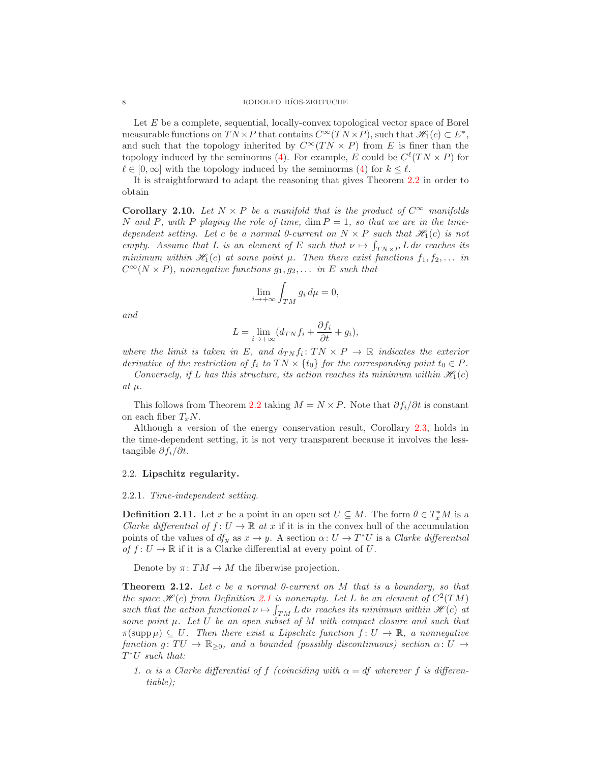Let $E$ be a complete, sequential, locally-convex topological vector space of Borel measurable functions on $TN\times P$ that contains $C^\infty(TN\times P)$, such that $\mathscr{H}_1(c)\subset E^*$, and such that the topology inherited by $C^\infty(TN\times P)$ from $E$ is finer than the topology induced by the seminorms (4). For example, $E$ could be $C^\ell(TN\times P)$ for $\ell\in[0,\infty]$ with the topology induced by the seminorms (4) for $k\leq \ell$.

It is straightforward to adapt the reasoning that gives Theorem 2.2 in order to obtain

**Corollary 2.10.** *Let $N\times P$ be a manifold that is the product of $C^\infty$ manifolds $N$ and $P$, with $P$ playing the role of time, $\dim P=1$, so that we are in the time-dependent setting. Let $c$ be a normal 0-current on $N\times P$ such that $\mathscr{H}_1(c)$ is not empty. Assume that $L$ is an element of $E$ such that $\nu\mapsto\int_{TN\times P}L\,d\nu$ reaches its minimum within $\mathscr{H}_1(c)$ at some point $\mu$. Then there exist functions $f_1,f_2,\dots$ in $C^\infty(N\times P)$, nonnegative functions $g_1,g_2,\dots$ in $E$ such that*

$$\lim_{i\to+\infty}\int_{TM}g_i\,d\mu=0,$$

*and*

$$L=\lim_{i\to+\infty}(d_{TN}f_i+\frac{\partial f_i}{\partial t}+g_i),$$

*where the limit is taken in $E$, and $d_{TN}f_i\colon TN\times P\to\mathbb{R}$ indicates the exterior derivative of the restriction of $f_i$ to $TN\times\{t_0\}$ for the corresponding point $t_0\in P$.*

*Conversely, if $L$ has this structure, its action reaches its minimum within $\mathscr{H}_1(c)$ at $\mu$.*

This follows from Theorem 2.2 taking $M=N\times P$. Note that $\partial f_i/\partial t$ is constant on each fiber $T_xN$.

Although a version of the energy conservation result, Corollary 2.3, holds in the time-dependent setting, it is not very transparent because it involves the less-tangible $\partial f_i/\partial t$.

## 2.2. Lipschitz regularity.

### 2.2.1. *Time-independent setting.*

**Definition 2.11.** Let $x$ be a point in an open set $U\subseteq M$. The form $\theta\in T_x^*M$ is a *Clarke differential of $f\colon U\to\mathbb{R}$ at $x$* if it is in the convex hull of the accumulation points of the values of $df_y$ as $x\to y$. A section $\alpha\colon U\to T^*U$ is a *Clarke differential of $f\colon U\to\mathbb{R}$* if it is a Clarke differential at every point of $U$.

Denote by $\pi\colon TM\to M$ the fiberwise projection.

**Theorem 2.12.** *Let $c$ be a normal 0-current on $M$ that is a boundary, so that the space $\mathscr{H}(c)$ from Definition 2.1 is nonempty. Let $L$ be an element of $C^2(TM)$ such that the action functional $\nu\mapsto\int_{TM}L\,d\nu$ reaches its minimum within $\mathscr{H}(c)$ at some point $\mu$. Let $U$ be an open subset of $M$ with compact closure and such that $\pi(\operatorname{supp}\mu)\subseteq U$. Then there exist a Lipschitz function $f\colon U\to\mathbb{R}$, a nonnegative function $g\colon TU\to\mathbb{R}_{\geq 0}$, and a bounded (possibly discontinuous) section $\alpha\colon U\to T^*U$ such that:*

1. *$\alpha$ is a Clarke differential of $f$ (coinciding with $\alpha=df$ wherever $f$ is differentiable);*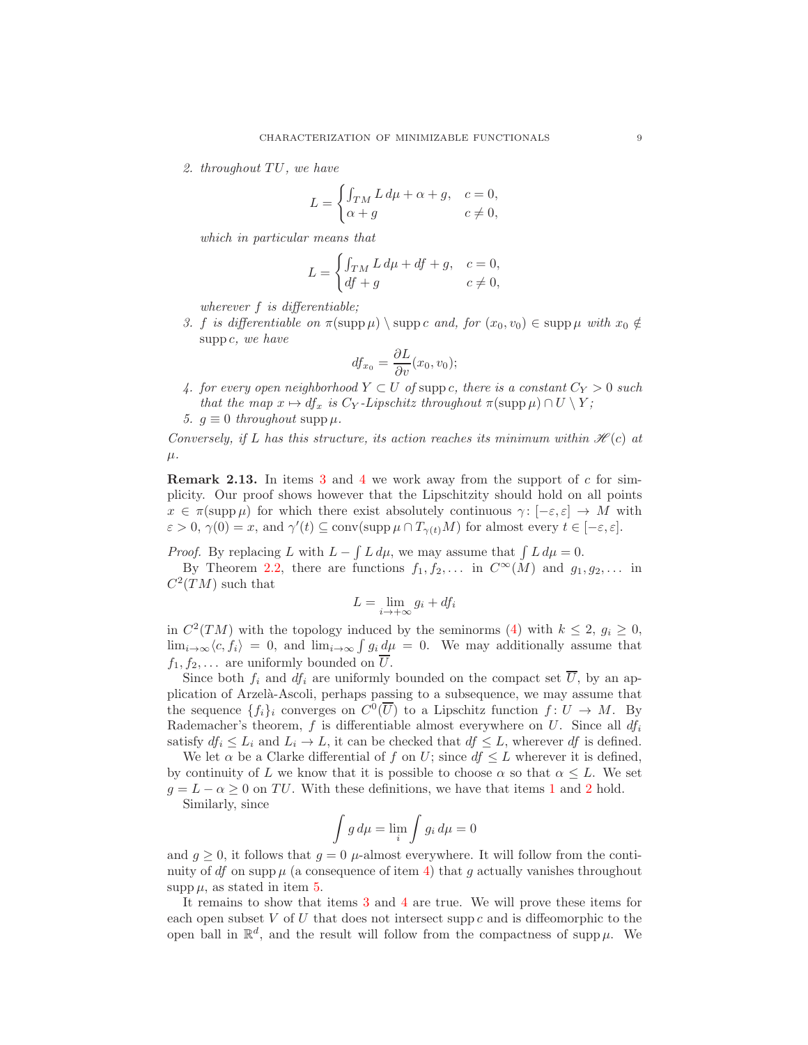2. *throughout $TU$, we have*

$$L = \begin{cases} \int_{TM} L\,d\mu + \alpha + g, & c = 0, \\ \alpha + g & c \neq 0, \end{cases}$$

*which in particular means that*

$$L = \begin{cases} \int_{TM} L\,d\mu + df + g, & c = 0, \\ df + g & c \neq 0, \end{cases}$$

*wherever $f$ is differentiable;*

3. *$f$ is differentiable on $\pi(\operatorname{supp}\mu) \setminus \operatorname{supp} c$ and, for $(x_0, v_0) \in \operatorname{supp}\mu$ with $x_0 \notin \operatorname{supp} c$, we have*

$$df_{x_0} = \frac{\partial L}{\partial v}(x_0, v_0);$$

4. *for every open neighborhood $Y \subset U$ of $\operatorname{supp} c$, there is a constant $C_Y > 0$ such that the map $x \mapsto df_x$ is $C_Y$-Lipschitz throughout $\pi(\operatorname{supp}\mu) \cap U \setminus Y$;*
5. *$g \equiv 0$ throughout $\operatorname{supp}\mu$.*

*Conversely, if $L$ has this structure, its action reaches its minimum within $\mathscr{H}(c)$ at $\mu$.*

**Remark 2.13.** In items 3 and 4 we work away from the support of $c$ for simplicity. Our proof shows however that the Lipschitzity should hold on all points $x \in \pi(\operatorname{supp}\mu)$ for which there exist absolutely continuous $\gamma\colon [-\varepsilon, \varepsilon] \to M$ with $\varepsilon > 0$, $\gamma(0) = x$, and $\gamma'(t) \subseteq \operatorname{conv}(\operatorname{supp}\mu \cap T_{\gamma(t)}M)$ for almost every $t \in [-\varepsilon, \varepsilon]$.

*Proof.* By replacing $L$ with $L - \int L\,d\mu$, we may assume that $\int L\,d\mu = 0$.

By Theorem 2.2, there are functions $f_1, f_2, \dots$ in $C^\infty(M)$ and $g_1, g_2, \dots$ in $C^2(TM)$ such that

$$L = \lim_{i \to +\infty} g_i + df_i$$

in $C^2(TM)$ with the topology induced by the seminorms (4) with $k \leq 2$, $g_i \geq 0$, $\lim_{i\to\infty}\langle c, f_i\rangle = 0$, and $\lim_{i\to\infty}\int g_i\,d\mu = 0$. We may additionally assume that $f_1, f_2, \dots$ are uniformly bounded on $\overline{U}$.

Since both $f_i$ and $df_i$ are uniformly bounded on the compact set $\overline{U}$, by an application of Arzelà-Ascoli, perhaps passing to a subsequence, we may assume that the sequence $\{f_i\}_i$ converges on $C^0(\overline{U})$ to a Lipschitz function $f\colon U \to M$. By Rademacher's theorem, $f$ is differentiable almost everywhere on $U$. Since all $df_i$ satisfy $df_i \leq L_i$ and $L_i \to L$, it can be checked that $df \leq L$, wherever $df$ is defined.

We let $\alpha$ be a Clarke differential of $f$ on $U$; since $df \leq L$ wherever it is defined, by continuity of $L$ we know that it is possible to choose $\alpha$ so that $\alpha \leq L$. We set $g = L - \alpha \geq 0$ on $TU$. With these definitions, we have that items 1 and 2 hold.

Similarly, since

$$\int g\,d\mu = \lim_i \int g_i\,d\mu = 0$$

and $g \geq 0$, it follows that $g = 0$ $\mu$-almost everywhere. It will follow from the continuity of $df$ on $\operatorname{supp}\mu$ (a consequence of item 4) that $g$ actually vanishes throughout $\operatorname{supp}\mu$, as stated in item 5.

It remains to show that items 3 and 4 are true. We will prove these items for each open subset $V$ of $U$ that does not intersect $\operatorname{supp} c$ and is diffeomorphic to the open ball in $\mathbb{R}^d$, and the result will follow from the compactness of $\operatorname{supp}\mu$. We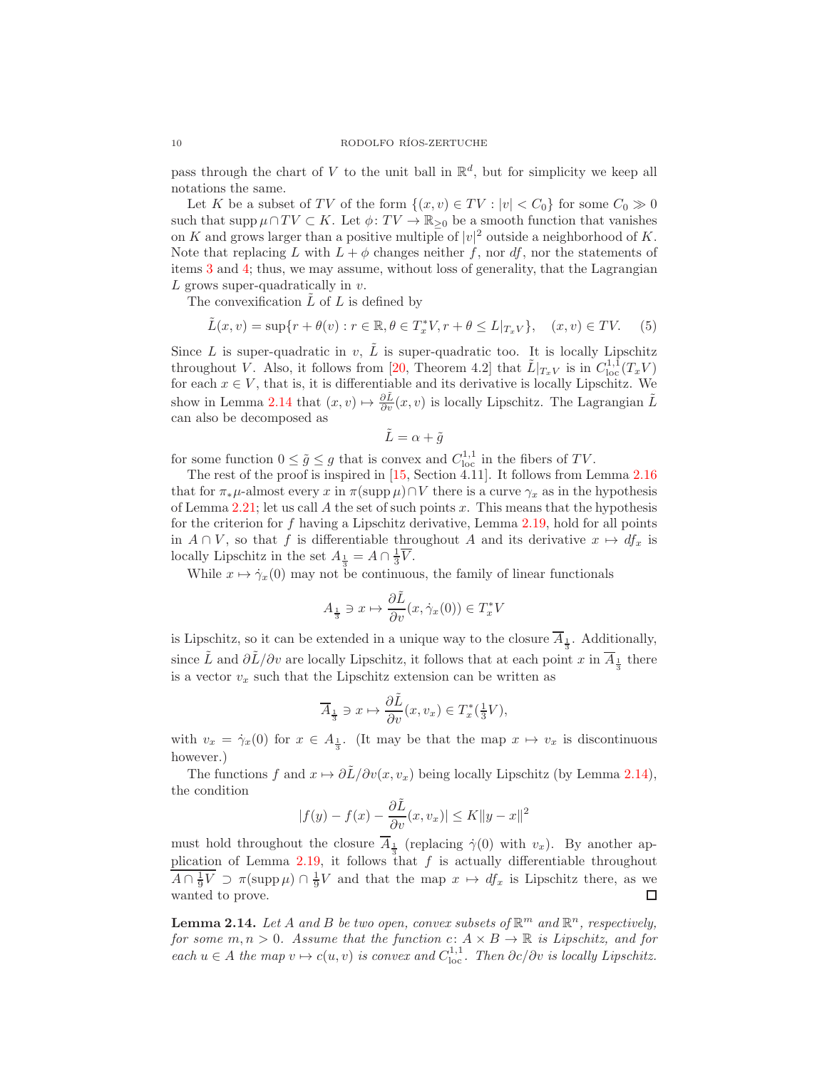pass through the chart of $V$ to the unit ball in $\mathbb{R}^d$, but for simplicity we keep all notations the same.

Let $K$ be a subset of $TV$ of the form $\{(x,v) \in TV : |v| < C_0\}$ for some $C_0 \gg 0$ such that $\operatorname{supp}\mu \cap TV \subset K$. Let $\phi\colon TV \to \mathbb{R}_{\geq 0}$ be a smooth function that vanishes on $K$ and grows larger than a positive multiple of $|v|^2$ outside a neighborhood of $K$. Note that replacing $L$ with $L+\phi$ changes neither $f$, nor $df$, nor the statements of items 3 and 4; thus, we may assume, without loss of generality, that the Lagrangian $L$ grows super-quadratically in $v$.

The convexification $\tilde{L}$ of $L$ is defined by

$$\tilde{L}(x,v) = \sup\{r + \theta(v) : r \in \mathbb{R}, \theta \in T_x^*V, r + \theta \leq L|_{T_xV}\}, \quad (x,v) \in TV. \tag{5}$$

Since $L$ is super-quadratic in $v$, $\tilde{L}$ is super-quadratic too. It is locally Lipschitz throughout $V$. Also, it follows from [20, Theorem 4.2] that $\tilde{L}|_{T_xV}$ is in $C^{1,1}_{\mathrm{loc}}(T_xV)$ for each $x \in V$, that is, it is differentiable and its derivative is locally Lipschitz. We show in Lemma 2.14 that $(x,v) \mapsto \frac{\partial \tilde{L}}{\partial v}(x,v)$ is locally Lipschitz. The Lagrangian $\tilde{L}$ can also be decomposed as

$$\tilde{L} = \alpha + \tilde{g}$$

for some function $0 \leq \tilde{g} \leq g$ that is convex and $C^{1,1}_{\mathrm{loc}}$ in the fibers of $TV$.

The rest of the proof is inspired in [15, Section 4.11]. It follows from Lemma 2.16 that for $\pi_*\mu$-almost every $x$ in $\pi(\operatorname{supp}\mu) \cap V$ there is a curve $\gamma_x$ as in the hypothesis of Lemma 2.21; let us call $A$ the set of such points $x$. This means that the hypothesis for the criterion for $f$ having a Lipschitz derivative, Lemma 2.19, hold for all points in $A \cap V$, so that $f$ is differentiable throughout $A$ and its derivative $x \mapsto df_x$ is locally Lipschitz in the set $A_{\frac{1}{3}} = A \cap \frac{1}{3}V$.

While $x \mapsto \dot{\gamma}_x(0)$ may not be continuous, the family of linear functionals

$$A_{\frac{1}{3}} \ni x \mapsto \frac{\partial \tilde{L}}{\partial v}(x, \dot{\gamma}_x(0)) \in T_x^*V$$

is Lipschitz, so it can be extended in a unique way to the closure $\overline{A}_{\frac{1}{3}}$. Additionally, since $\tilde{L}$ and $\partial\tilde{L}/\partial v$ are locally Lipschitz, it follows that at each point $x$ in $\overline{A}_{\frac{1}{3}}$ there is a vector $v_x$ such that the Lipschitz extension can be written as

$$\overline{A}_{\frac{1}{3}} \ni x \mapsto \frac{\partial \tilde{L}}{\partial v}(x, v_x) \in T_x^*(\tfrac{1}{3}V),$$

with $v_x = \dot{\gamma}_x(0)$ for $x \in A_{\frac{1}{3}}$. (It may be that the map $x \mapsto v_x$ is discontinuous however.)

The functions $f$ and $x \mapsto \partial\tilde{L}/\partial v(x, v_x)$ being locally Lipschitz (by Lemma 2.14), the condition

$$|f(y) - f(x) - \frac{\partial \tilde{L}}{\partial v}(x, v_x)| \leq K\|y - x\|^2$$

must hold throughout the closure $\overline{A}_{\frac{1}{3}}$ (replacing $\dot{\gamma}(0)$ with $v_x$). By another application of Lemma 2.19, it follows that $f$ is actually differentiable throughout $\overline{A \cap \frac{1}{9}V} \supset \pi(\operatorname{supp}\mu) \cap \frac{1}{9}V$ and that the map $x \mapsto df_x$ is Lipschitz there, as we wanted to prove. $\square$

**Lemma 2.14.** *Let $A$ and $B$ be two open, convex subsets of $\mathbb{R}^m$ and $\mathbb{R}^n$, respectively, for some $m, n > 0$. Assume that the function $c\colon A \times B \to \mathbb{R}$ is Lipschitz, and for each $u \in A$ the map $v \mapsto c(u,v)$ is convex and $C^{1,1}_{\mathrm{loc}}$. Then $\partial c/\partial v$ is locally Lipschitz.*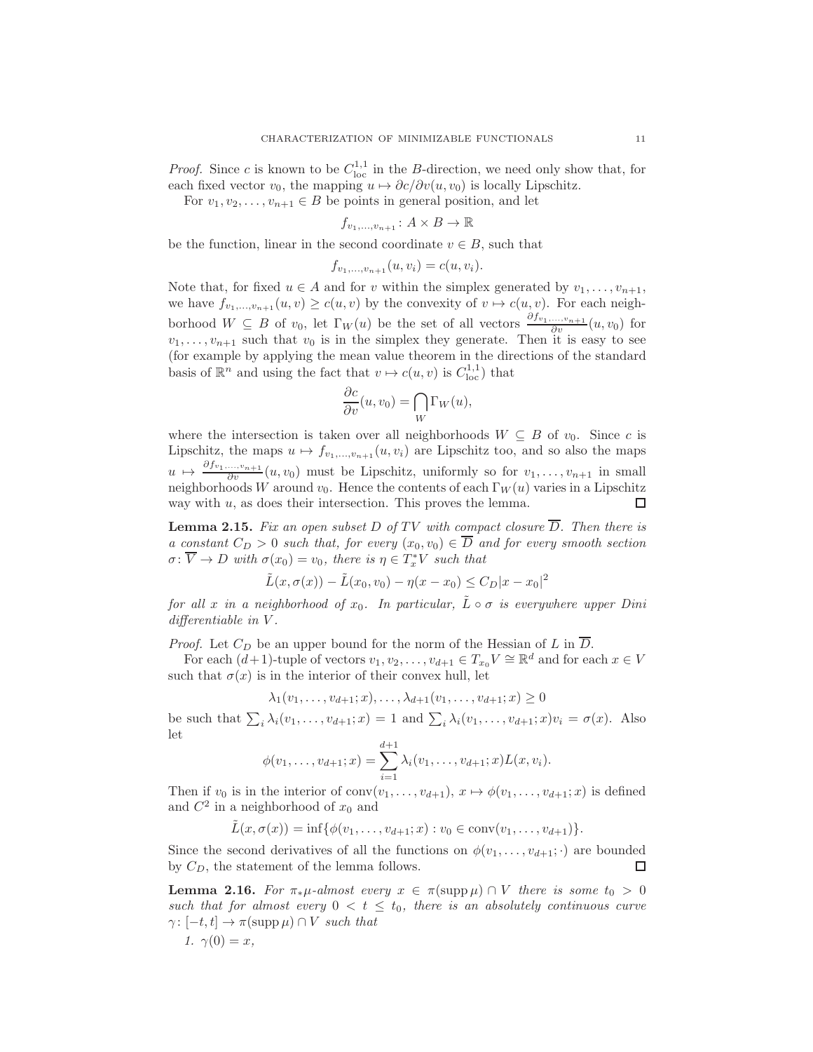*Proof.* Since $c$ is known to be $C^{1,1}_{\text{loc}}$ in the $B$-direction, we need only show that, for each fixed vector $v_0$, the mapping $u \mapsto \partial c/\partial v(u, v_0)$ is locally Lipschitz.

For $v_1, v_2, \ldots, v_{n+1} \in B$ be points in general position, and let

$$f_{v_1,\ldots,v_{n+1}} : A \times B \to \mathbb{R}$$

be the function, linear in the second coordinate $v \in B$, such that

$$f_{v_1,\ldots,v_{n+1}}(u, v_i) = c(u, v_i).$$

Note that, for fixed $u \in A$ and for $v$ within the simplex generated by $v_1, \ldots, v_{n+1}$, we have $f_{v_1,\ldots,v_{n+1}}(u, v) \geq c(u, v)$ by the convexity of $v \mapsto c(u, v)$. For each neighborhood $W \subseteq B$ of $v_0$, let $\Gamma_W(u)$ be the set of all vectors $\frac{\partial f_{v_1,\ldots,v_{n+1}}}{\partial v}(u, v_0)$ for $v_1, \ldots, v_{n+1}$ such that $v_0$ is in the simplex they generate. Then it is easy to see (for example by applying the mean value theorem in the directions of the standard basis of $\mathbb{R}^n$ and using the fact that $v \mapsto c(u, v)$ is $C^{1,1}_{\text{loc}}$) that

$$\frac{\partial c}{\partial v}(u, v_0) = \bigcap_W \Gamma_W(u),$$

where the intersection is taken over all neighborhoods $W \subseteq B$ of $v_0$. Since $c$ is Lipschitz, the maps $u \mapsto f_{v_1,\ldots,v_{n+1}}(u, v_i)$ are Lipschitz too, and so also the maps $u \mapsto \frac{\partial f_{v_1,\ldots,v_{n+1}}}{\partial v}(u, v_0)$ must be Lipschitz, uniformly so for $v_1, \ldots, v_{n+1}$ in small neighborhoods $W$ around $v_0$. Hence the contents of each $\Gamma_W(u)$ varies in a Lipschitz way with $u$, as does their intersection. This proves the lemma. $\square$

**Lemma 2.15.** *Fix an open subset $D$ of $TV$ with compact closure $\overline{D}$. Then there is a constant $C_D > 0$ such that, for every $(x_0, v_0) \in \overline{D}$ and for every smooth section $\sigma : \overline{V} \to D$ with $\sigma(x_0) = v_0$, there is $\eta \in T^*_x V$ such that*

$$\tilde{L}(x, \sigma(x)) - \tilde{L}(x_0, v_0) - \eta(x - x_0) \leq C_D |x - x_0|^2$$

*for all $x$ in a neighborhood of $x_0$. In particular, $\tilde{L} \circ \sigma$ is everywhere upper Dini differentiable in $V$.*

*Proof.* Let $C_D$ be an upper bound for the norm of the Hessian of $L$ in $\overline{D}$.

For each $(d+1)$-tuple of vectors $v_1, v_2, \ldots, v_{d+1} \in T_{x_0} V \cong \mathbb{R}^d$ and for each $x \in V$ such that $\sigma(x)$ is in the interior of their convex hull, let

$$\lambda_1(v_1, \ldots, v_{d+1}; x), \ldots, \lambda_{d+1}(v_1, \ldots, v_{d+1}; x) \geq 0$$

be such that $\sum_i \lambda_i(v_1, \ldots, v_{d+1}; x) = 1$ and $\sum_i \lambda_i(v_1, \ldots, v_{d+1}; x) v_i = \sigma(x)$. Also let

$$\phi(v_1, \ldots, v_{d+1}; x) = \sum_{i=1}^{d+1} \lambda_i(v_1, \ldots, v_{d+1}; x) L(x, v_i).$$

Then if $v_0$ is in the interior of $\operatorname{conv}(v_1, \ldots, v_{d+1})$, $x \mapsto \phi(v_1, \ldots, v_{d+1}; x)$ is defined and $C^2$ in a neighborhood of $x_0$ and

$$\tilde{L}(x, \sigma(x)) = \inf\{\phi(v_1, \ldots, v_{d+1}; x) : v_0 \in \operatorname{conv}(v_1, \ldots, v_{d+1})\}.$$

Since the second derivatives of all the functions on $\phi(v_1, \ldots, v_{d+1}; \cdot)$ are bounded by $C_D$, the statement of the lemma follows. $\square$

**Lemma 2.16.** *For $\pi_*\mu$-almost every $x \in \pi(\operatorname{supp} \mu) \cap V$ there is some $t_0 > 0$ such that for almost every $0 < t \leq t_0$, there is an absolutely continuous curve $\gamma : [-t, t] \to \pi(\operatorname{supp} \mu) \cap V$ such that*

1. *$\gamma(0) = x$,*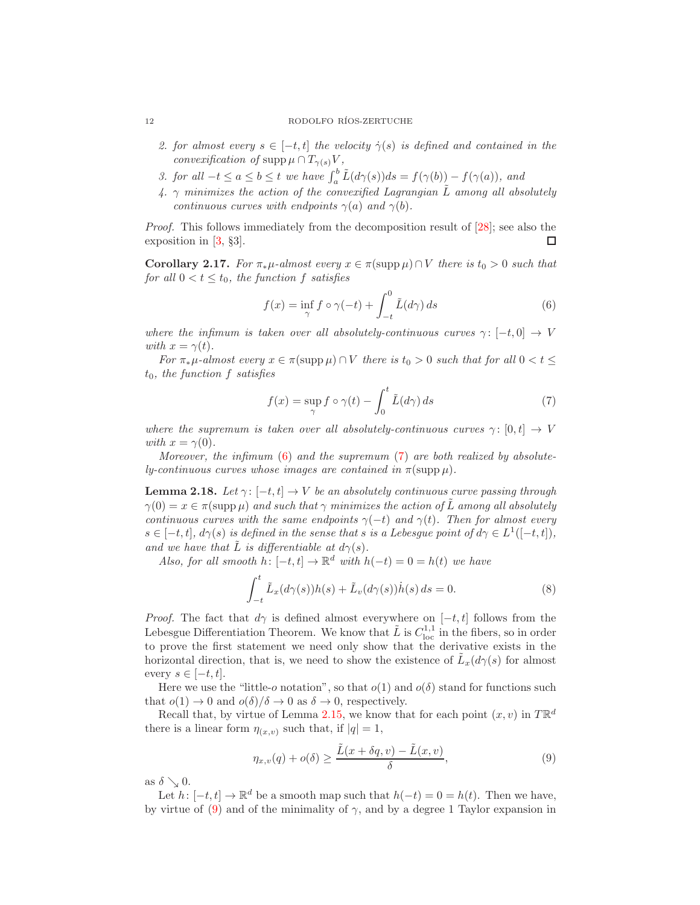2. *for almost every $s \in [-t,t]$ the velocity $\dot\gamma(s)$ is defined and contained in the convexification of* $\operatorname{supp}\mu \cap T_{\gamma(s)}V$,
3. *for all $-t \le a \le b \le t$ we have* $\int_a^b \tilde L(d\gamma(s))ds = f(\gamma(b)) - f(\gamma(a))$, *and*
4. *$\gamma$ minimizes the action of the convexified Lagrangian $\tilde L$ among all absolutely continuous curves with endpoints $\gamma(a)$ and $\gamma(b)$.*

*Proof.* This follows immediately from the decomposition result of [28]; see also the exposition in [3, §3]. $\square$

**Corollary 2.17.** *For $\pi_*\mu$-almost every $x \in \pi(\operatorname{supp}\mu) \cap V$ there is $t_0 > 0$ such that for all $0 < t \le t_0$, the function $f$ satisfies*

$$f(x) = \inf_\gamma f \circ \gamma(-t) + \int_{-t}^0 \tilde L(d\gamma)\, ds \tag{6}$$

*where the infimum is taken over all absolutely-continuous curves $\gamma\colon [-t,0] \to V$ with $x = \gamma(t)$.*

*For $\pi_*\mu$-almost every $x \in \pi(\operatorname{supp}\mu) \cap V$ there is $t_0 > 0$ such that for all $0 < t \le t_0$, the function $f$ satisfies*

$$f(x) = \sup_\gamma f \circ \gamma(t) - \int_0^t \tilde L(d\gamma)\, ds \tag{7}$$

*where the supremum is taken over all absolutely-continuous curves $\gamma\colon [0,t] \to V$ with $x = \gamma(0)$.*

*Moreover, the infimum (6) and the supremum (7) are both realized by absolutely-continuous curves whose images are contained in $\pi(\operatorname{supp}\mu)$.*

**Lemma 2.18.** *Let $\gamma\colon [-t,t] \to V$ be an absolutely continuous curve passing through $\gamma(0) = x \in \pi(\operatorname{supp}\mu)$ and such that $\gamma$ minimizes the action of $\tilde L$ among all absolutely continuous curves with the same endpoints $\gamma(-t)$ and $\gamma(t)$. Then for almost every $s \in [-t,t]$, $d\gamma(s)$ is defined in the sense that $s$ is a Lebesgue point of $d\gamma \in L^1([-t,t])$, and we have that $\tilde L$ is differentiable at $d\gamma(s)$.*

*Also, for all smooth $h\colon [-t,t] \to \mathbb{R}^d$ with $h(-t) = 0 = h(t)$ we have*

$$\int_{-t}^t \tilde L_x(d\gamma(s))h(s) + \tilde L_v(d\gamma(s))\dot h(s)\, ds = 0. \tag{8}$$

*Proof.* The fact that $d\gamma$ is defined almost everywhere on $[-t,t]$ follows from the Lebesgue Differentiation Theorem. We know that $\tilde L$ is $C^{1,1}_{\mathrm{loc}}$ in the fibers, so in order to prove the first statement we need only show that the derivative exists in the horizontal direction, that is, we need to show the existence of $\tilde L_x(d\gamma(s)$ for almost every $s \in [-t,t]$.

Here we use the "little-$o$ notation", so that $o(1)$ and $o(\delta)$ stand for functions such that $o(1) \to 0$ and $o(\delta)/\delta \to 0$ as $\delta \to 0$, respectively.

Recall that, by virtue of Lemma 2.15, we know that for each point $(x,v)$ in $T\mathbb{R}^d$ there is a linear form $\eta_{(x,v)}$ such that, if $|q| = 1$,

$$\eta_{x,v}(q) + o(\delta) \ge \frac{\tilde L(x+\delta q, v) - \tilde L(x,v)}{\delta}, \tag{9}$$

as $\delta \searrow 0$.

Let $h\colon [-t,t] \to \mathbb{R}^d$ be a smooth map such that $h(-t) = 0 = h(t)$. Then we have, by virtue of (9) and of the minimality of $\gamma$, and by a degree 1 Taylor expansion in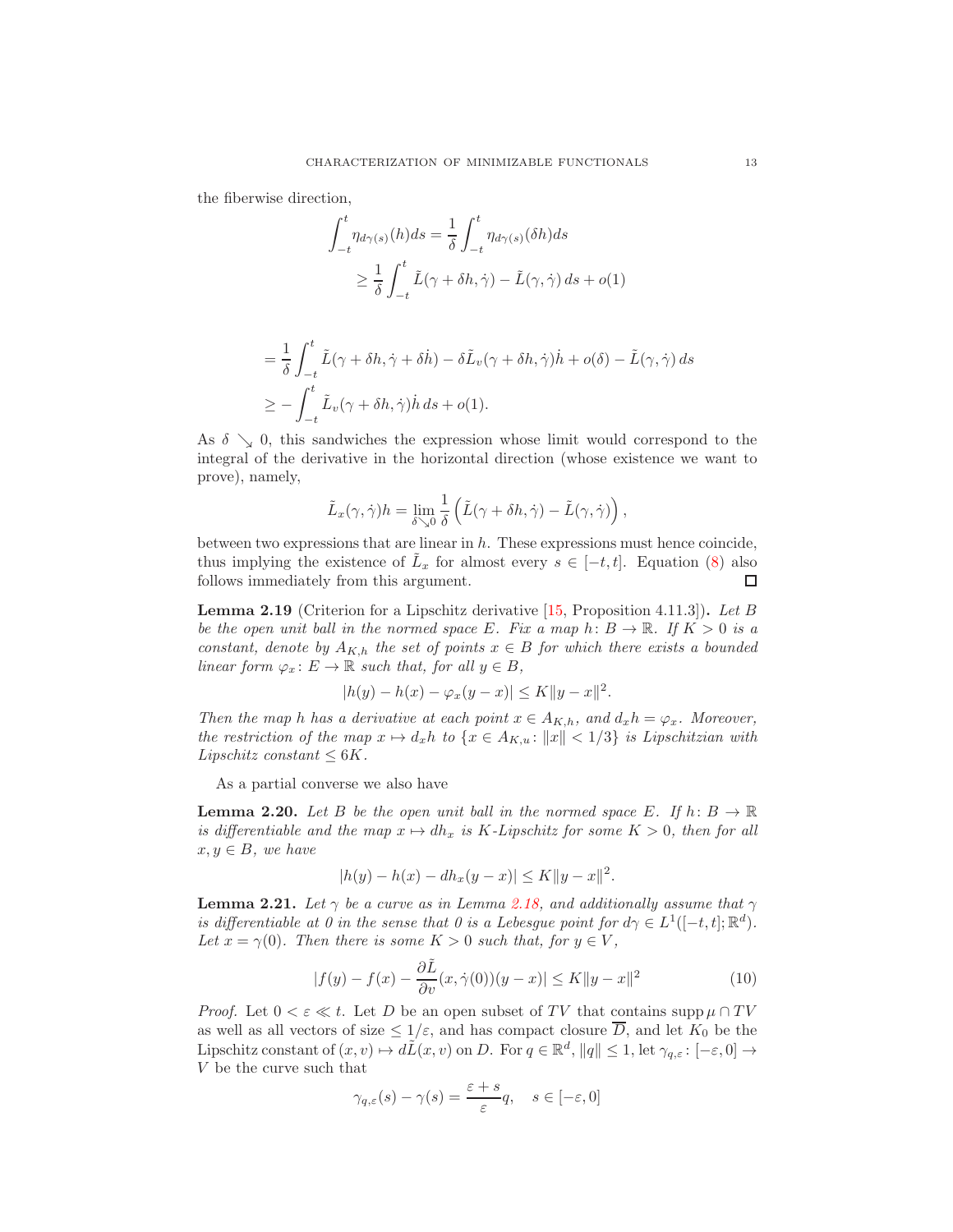the fiberwise direction,

$$\int_{-t}^{t} \eta_{d\gamma(s)}(h) ds = \frac{1}{\delta} \int_{-t}^{t} \eta_{d\gamma(s)}(\delta h) ds$$
$$\geq \frac{1}{\delta} \int_{-t}^{t} \tilde{L}(\gamma + \delta h, \dot{\gamma}) - \tilde{L}(\gamma, \dot{\gamma})\, ds + o(1)$$

$$= \frac{1}{\delta} \int_{-t}^{t} \tilde{L}(\gamma + \delta h, \dot{\gamma} + \delta \dot{h}) - \delta \tilde{L}_v(\gamma + \delta h, \dot{\gamma}) \dot{h} + o(\delta) - \tilde{L}(\gamma, \dot{\gamma})\, ds$$
$$\geq - \int_{-t}^{t} \tilde{L}_v(\gamma + \delta h, \dot{\gamma}) \dot{h}\, ds + o(1).$$

As $\delta \searrow 0$, this sandwiches the expression whose limit would correspond to the integral of the derivative in the horizontal direction (whose existence we want to prove), namely,

$$\tilde{L}_x(\gamma, \dot{\gamma}) h = \lim_{\delta \searrow 0} \frac{1}{\delta} \left( \tilde{L}(\gamma + \delta h, \dot{\gamma}) - \tilde{L}(\gamma, \dot{\gamma}) \right),$$

between two expressions that are linear in $h$. These expressions must hence coincide, thus implying the existence of $\tilde{L}_x$ for almost every $s \in [-t, t]$. Equation (8) also follows immediately from this argument. ∎

**Lemma 2.19** (Criterion for a Lipschitz derivative [15, Proposition 4.11.3])**.** *Let $B$ be the open unit ball in the normed space $E$. Fix a map $h \colon B \to \mathbb{R}$. If $K > 0$ is a constant, denote by $A_{K,h}$ the set of points $x \in B$ for which there exists a bounded linear form $\varphi_x \colon E \to \mathbb{R}$ such that, for all $y \in B$,*

$$|h(y) - h(x) - \varphi_x(y - x)| \leq K \|y - x\|^2.$$

*Then the map $h$ has a derivative at each point $x \in A_{K,h}$, and $d_x h = \varphi_x$. Moreover, the restriction of the map $x \mapsto d_x h$ to $\{x \in A_{K,u} : \|x\| < 1/3\}$ is Lipschitzian with Lipschitz constant $\leq 6K$.*

As a partial converse we also have

**Lemma 2.20.** *Let $B$ be the open unit ball in the normed space $E$. If $h \colon B \to \mathbb{R}$ is differentiable and the map $x \mapsto dh_x$ is $K$-Lipschitz for some $K > 0$, then for all $x, y \in B$, we have*

$$|h(y) - h(x) - dh_x(y - x)| \leq K \|y - x\|^2.$$

**Lemma 2.21.** *Let $\gamma$ be a curve as in Lemma 2.18, and additionally assume that $\gamma$ is differentiable at 0 in the sense that 0 is a Lebesgue point for $d\gamma \in L^1([-t, t]; \mathbb{R}^d)$. Let $x = \gamma(0)$. Then there is some $K > 0$ such that, for $y \in V$,*

$$|f(y) - f(x) - \frac{\partial \tilde{L}}{\partial v}(x, \dot{\gamma}(0))(y - x)| \leq K \|y - x\|^2 \tag{10}$$

*Proof.* Let $0 < \varepsilon \ll t$. Let $D$ be an open subset of $TV$ that contains $\operatorname{supp} \mu \cap TV$ as well as all vectors of size $\leq 1/\varepsilon$, and has compact closure $\overline{D}$, and let $K_0$ be the Lipschitz constant of $(x, v) \mapsto d\tilde{L}(x, v)$ on $D$. For $q \in \mathbb{R}^d$, $\|q\| \leq 1$, let $\gamma_{q,\varepsilon} \colon [-\varepsilon, 0] \to V$ be the curve such that

$$\gamma_{q,\varepsilon}(s) - \gamma(s) = \frac{\varepsilon + s}{\varepsilon} q, \quad s \in [-\varepsilon, 0]$$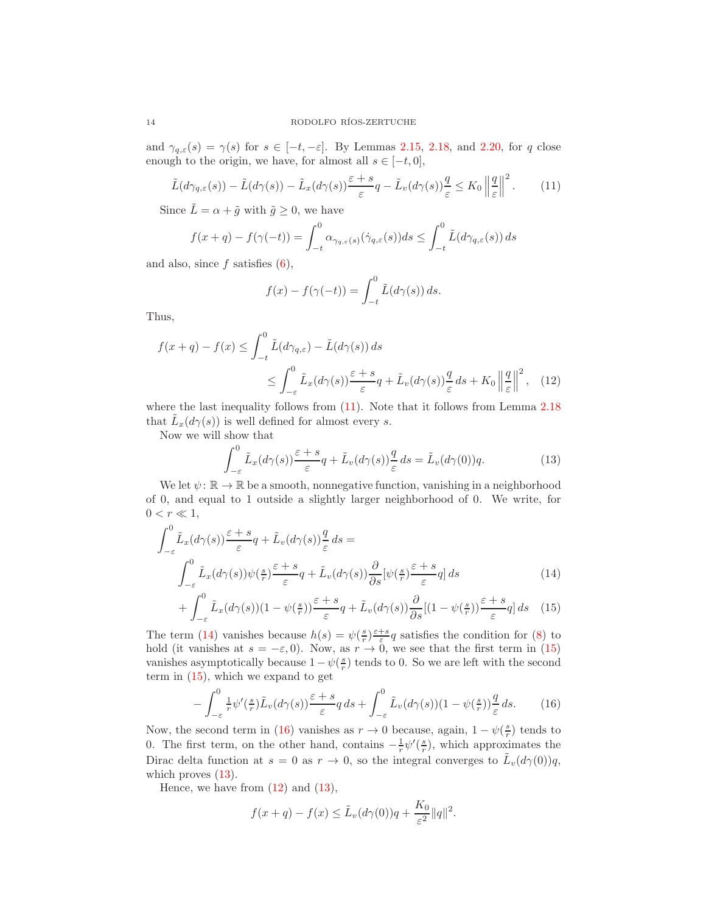and $\gamma_{q,\varepsilon}(s) = \gamma(s)$ for $s \in [-t, -\varepsilon]$. By Lemmas 2.15, 2.18, and 2.20, for $q$ close enough to the origin, we have, for almost all $s \in [-t, 0]$,

$$\tilde{L}(d\gamma_{q,\varepsilon}(s)) - \tilde{L}(d\gamma(s)) - \tilde{L}_x(d\gamma(s))\frac{\varepsilon + s}{\varepsilon}q - \tilde{L}_v(d\gamma(s))\frac{q}{\varepsilon} \leq K_0 \left\| \frac{q}{\varepsilon} \right\|^2. \tag{11}$$

Since $\tilde{L} = \alpha + \tilde{g}$ with $\tilde{g} \geq 0$, we have

$$f(x+q) - f(\gamma(-t)) = \int_{-t}^{0} \alpha_{\gamma_{q,\varepsilon}(s)}(\dot{\gamma}_{q,\varepsilon}(s))ds \leq \int_{-t}^{0} \tilde{L}(d\gamma_{q,\varepsilon}(s))\,ds$$

and also, since $f$ satisfies (6),

$$f(x) - f(\gamma(-t)) = \int_{-t}^{0} \tilde{L}(d\gamma(s))\,ds.$$

Thus,

$$\begin{aligned} f(x+q) - f(x) &\leq \int_{-t}^{0} \tilde{L}(d\gamma_{q,\varepsilon}) - \tilde{L}(d\gamma(s))\,ds \\ &\leq \int_{-\varepsilon}^{0} \tilde{L}_x(d\gamma(s))\frac{\varepsilon+s}{\varepsilon}q + \tilde{L}_v(d\gamma(s))\frac{q}{\varepsilon}\,ds + K_0\left\|\frac{q}{\varepsilon}\right\|^2, \end{aligned} \tag{12}$$

where the last inequality follows from (11). Note that it follows from Lemma 2.18 that $\tilde{L}_x(d\gamma(s))$ is well defined for almost every $s$.

Now we will show that

$$\int_{-\varepsilon}^{0} \tilde{L}_x(d\gamma(s))\frac{\varepsilon+s}{\varepsilon}q + \tilde{L}_v(d\gamma(s))\frac{q}{\varepsilon}\,ds = \tilde{L}_v(d\gamma(0))q. \tag{13}$$

We let $\psi\colon \mathbb{R} \to \mathbb{R}$ be a smooth, nonnegative function, vanishing in a neighborhood of 0, and equal to 1 outside a slightly larger neighborhood of 0. We write, for $0 < r \ll 1$,

$$\int_{-\varepsilon}^{0} \tilde{L}_x(d\gamma(s))\frac{\varepsilon+s}{\varepsilon}q + \tilde{L}_v(d\gamma(s))\frac{q}{\varepsilon}\,ds =$$

$$\int_{-\varepsilon}^{0} \tilde{L}_x(d\gamma(s))\psi(\tfrac{s}{r})\frac{\varepsilon+s}{\varepsilon}q + \tilde{L}_v(d\gamma(s))\frac{\partial}{\partial s}[\psi(\tfrac{s}{r})\frac{\varepsilon+s}{\varepsilon}q]\,ds \tag{14}$$

$$+ \int_{-\varepsilon}^{0} \tilde{L}_x(d\gamma(s))(1-\psi(\tfrac{s}{r}))\frac{\varepsilon+s}{\varepsilon}q + \tilde{L}_v(d\gamma(s))\frac{\partial}{\partial s}[(1-\psi(\tfrac{s}{r}))\frac{\varepsilon+s}{\varepsilon}q]\,ds \tag{15}$$

The term (14) vanishes because $h(s) = \psi(\frac{s}{r})\frac{\varepsilon+s}{\varepsilon}q$ satisfies the condition for (8) to hold (it vanishes at $s = -\varepsilon, 0$). Now, as $r \to 0$, we see that the first term in (15) vanishes asymptotically because $1 - \psi(\frac{s}{r})$ tends to 0. So we are left with the second term in (15), which we expand to get

$$-\int_{-\varepsilon}^{0} \tfrac{1}{r}\psi'(\tfrac{s}{r})\tilde{L}_v(d\gamma(s))\frac{\varepsilon+s}{\varepsilon}q\,ds + \int_{-\varepsilon}^{0} \tilde{L}_v(d\gamma(s))(1-\psi(\tfrac{s}{r}))\frac{q}{\varepsilon}\,ds. \tag{16}$$

Now, the second term in (16) vanishes as $r \to 0$ because, again, $1 - \psi(\frac{s}{r})$ tends to 0. The first term, on the other hand, contains $-\frac{1}{r}\psi'(\frac{s}{r})$, which approximates the Dirac delta function at $s = 0$ as $r \to 0$, so the integral converges to $\tilde{L}_v(d\gamma(0))q$, which proves (13).

Hence, we have from (12) and (13),

$$f(x+q) - f(x) \leq \tilde{L}_v(d\gamma(0))q + \frac{K_0}{\varepsilon^2}\|q\|^2.$$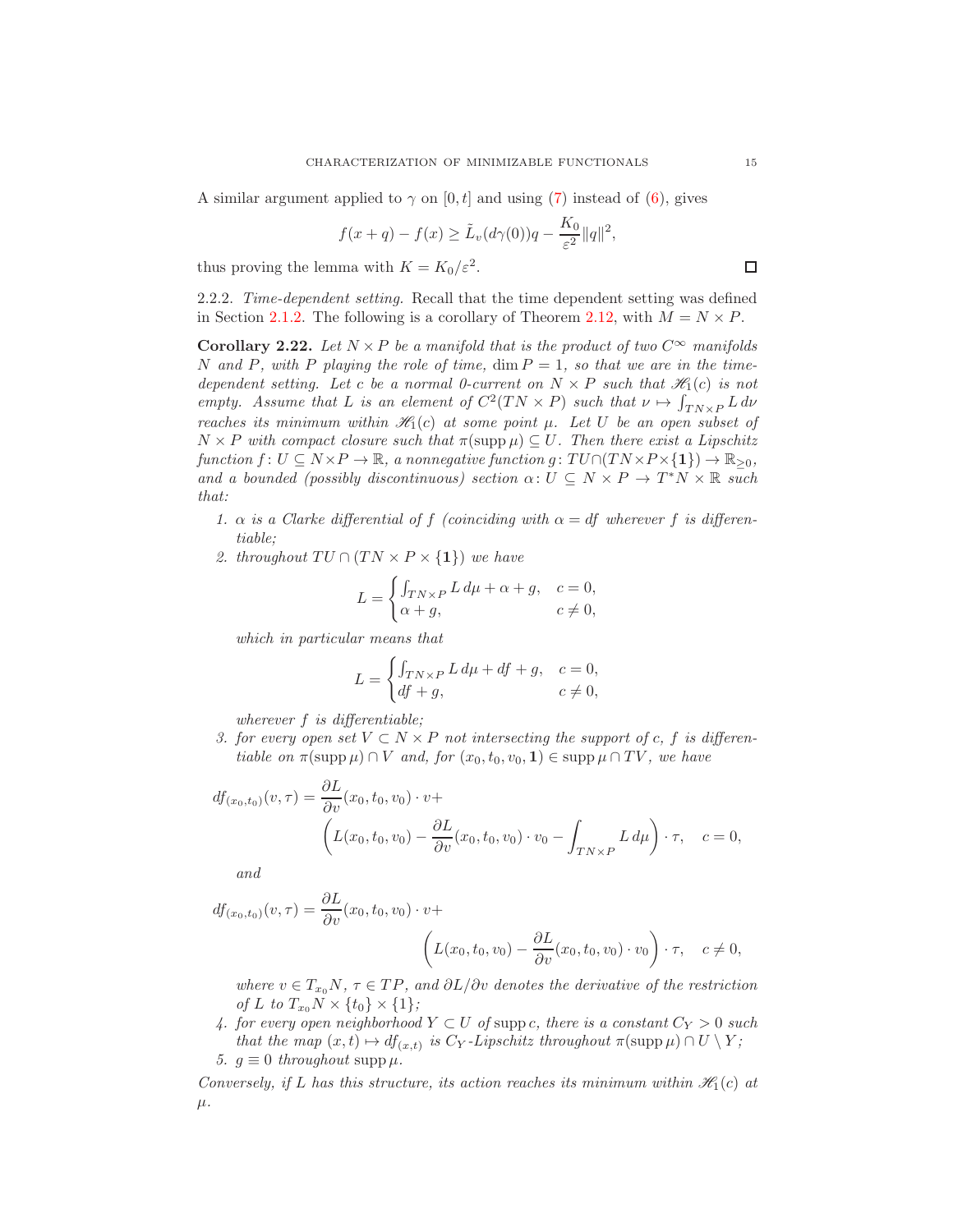A similar argument applied to $\gamma$ on $[0,t]$ and using (7) instead of (6), gives

$$f(x+q) - f(x) \geq \tilde{L}_v(d\gamma(0))q - \frac{K_0}{\varepsilon^2}\|q\|^2,$$

thus proving the lemma with $K = K_0/\varepsilon^2$. ◻

2.2.2. *Time-dependent setting.* Recall that the time dependent setting was defined in Section 2.1.2. The following is a corollary of Theorem 2.12, with $M = N \times P$.

**Corollary 2.22.** *Let $N \times P$ be a manifold that is the product of two $C^\infty$ manifolds $N$ and $P$, with $P$ playing the role of time, $\dim P = 1$, so that we are in the time-dependent setting. Let $c$ be a normal 0-current on $N \times P$ such that $\mathscr{H}_1(c)$ is not empty. Assume that $L$ is an element of $C^2(TN \times P)$ such that $\nu \mapsto \int_{TN\times P} L\, d\nu$ reaches its minimum within $\mathscr{H}_1(c)$ at some point $\mu$. Let $U$ be an open subset of $N \times P$ with compact closure such that $\pi(\operatorname{supp}\mu) \subseteq U$. Then there exist a Lipschitz function $f\colon U \subseteq N\times P \to \mathbb{R}$, a nonnegative function $g\colon TU \cap (TN\times P\times\{\mathbf{1}\}) \to \mathbb{R}_{\geq 0}$, and a bounded (possibly discontinuous) section $\alpha\colon U \subseteq N \times P \to T^*N \times \mathbb{R}$ such that:*

1. *$\alpha$ is a Clarke differential of $f$ (coinciding with $\alpha = df$ wherever $f$ is differentiable;*
2. *throughout $TU \cap (TN \times P \times \{\mathbf{1}\})$ we have*
$$L = \begin{cases} \int_{TN\times P} L\, d\mu + \alpha + g, & c = 0, \\ \alpha + g, & c \neq 0, \end{cases}$$
*which in particular means that*
$$L = \begin{cases} \int_{TN\times P} L\, d\mu + df + g, & c = 0, \\ df + g, & c \neq 0, \end{cases}$$
*wherever $f$ is differentiable;*
3. *for every open set $V \subset N \times P$ not intersecting the support of $c$, $f$ is differentiable on $\pi(\operatorname{supp}\mu) \cap V$ and, for $(x_0, t_0, v_0, \mathbf{1}) \in \operatorname{supp}\mu \cap TV$, we have*
$$df_{(x_0,t_0)}(v,\tau) = \frac{\partial L}{\partial v}(x_0,t_0,v_0)\cdot v + \left(L(x_0,t_0,v_0) - \frac{\partial L}{\partial v}(x_0,t_0,v_0)\cdot v_0 - \int_{TN\times P} L\, d\mu\right)\cdot \tau, \quad c = 0,$$
*and*
$$df_{(x_0,t_0)}(v,\tau) = \frac{\partial L}{\partial v}(x_0,t_0,v_0)\cdot v + \left(L(x_0,t_0,v_0) - \frac{\partial L}{\partial v}(x_0,t_0,v_0)\cdot v_0\right)\cdot \tau, \quad c \neq 0,$$
*where $v \in T_{x_0}N$, $\tau \in TP$, and $\partial L/\partial v$ denotes the derivative of the restriction of $L$ to $T_{x_0}N \times \{t_0\} \times \{1\}$;*
4. *for every open neighborhood $Y \subset U$ of $\operatorname{supp} c$, there is a constant $C_Y > 0$ such that the map $(x,t) \mapsto df_{(x,t)}$ is $C_Y$-Lipschitz throughout $\pi(\operatorname{supp}\mu) \cap U \setminus Y$;*
5. *$g \equiv 0$ throughout $\operatorname{supp}\mu$.*

*Conversely, if $L$ has this structure, its action reaches its minimum within $\mathscr{H}_1(c)$ at $\mu$.*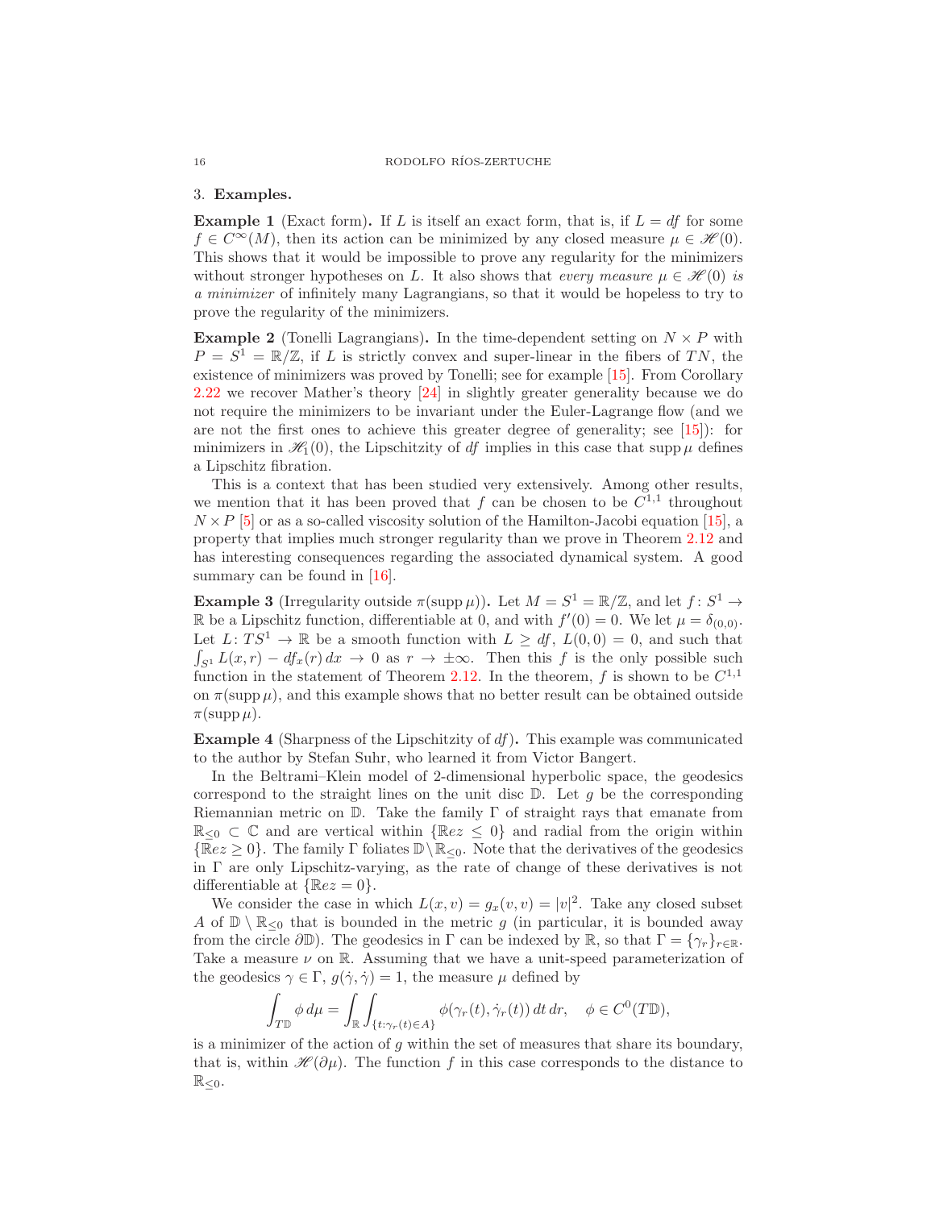## 3. Examples.

**Example 1** (Exact form)**.** If $L$ is itself an exact form, that is, if $L = df$ for some $f \in C^\infty(M)$, then its action can be minimized by any closed measure $\mu \in \mathscr{H}(0)$. This shows that it would be impossible to prove any regularity for the minimizers without stronger hypotheses on $L$. It also shows that *every measure* $\mu \in \mathscr{H}(0)$ *is a minimizer* of infinitely many Lagrangians, so that it would be hopeless to try to prove the regularity of the minimizers.

**Example 2** (Tonelli Lagrangians)**.** In the time-dependent setting on $N \times P$ with $P = S^1 = \mathbb{R}/\mathbb{Z}$, if $L$ is strictly convex and super-linear in the fibers of $TN$, the existence of minimizers was proved by Tonelli; see for example [15]. From Corollary 2.22 we recover Mather's theory [24] in slightly greater generality because we do not require the minimizers to be invariant under the Euler-Lagrange flow (and we are not the first ones to achieve this greater degree of generality; see [15]): for minimizers in $\mathscr{H}_1(0)$, the Lipschitzity of $df$ implies in this case that $\operatorname{supp}\mu$ defines a Lipschitz fibration.

This is a context that has been studied very extensively. Among other results, we mention that it has been proved that $f$ can be chosen to be $C^{1,1}$ throughout $N \times P$ [5] or as a so-called viscosity solution of the Hamilton-Jacobi equation [15], a property that implies much stronger regularity than we prove in Theorem 2.12 and has interesting consequences regarding the associated dynamical system. A good summary can be found in [16].

**Example 3** (Irregularity outside $\pi(\operatorname{supp}\mu)$)**.** Let $M = S^1 = \mathbb{R}/\mathbb{Z}$, and let $f\colon S^1 \to \mathbb{R}$ be a Lipschitz function, differentiable at 0, and with $f'(0) = 0$. We let $\mu = \delta_{(0,0)}$. Let $L\colon TS^1 \to \mathbb{R}$ be a smooth function with $L \geq df$, $L(0,0) = 0$, and such that $\int_{S^1} L(x,r) - df_x(r)\,dx \to 0$ as $r \to \pm\infty$. Then this $f$ is the only possible such function in the statement of Theorem 2.12. In the theorem, $f$ is shown to be $C^{1,1}$ on $\pi(\operatorname{supp}\mu)$, and this example shows that no better result can be obtained outside $\pi(\operatorname{supp}\mu)$.

**Example 4** (Sharpness of the Lipschitzity of $df$)**.** This example was communicated to the author by Stefan Suhr, who learned it from Victor Bangert.

In the Beltrami–Klein model of 2-dimensional hyperbolic space, the geodesics correspond to the straight lines on the unit disc $\mathbb{D}$. Let $g$ be the corresponding Riemannian metric on $\mathbb{D}$. Take the family $\Gamma$ of straight rays that emanate from $\mathbb{R}_{\leq 0} \subset \mathbb{C}$ and are vertical within $\{\mathbb{R}ez \leq 0\}$ and radial from the origin within $\{\mathbb{R}ez \geq 0\}$. The family $\Gamma$ foliates $\mathbb{D} \setminus \mathbb{R}_{\leq 0}$. Note that the derivatives of the geodesics in $\Gamma$ are only Lipschitz-varying, as the rate of change of these derivatives is not differentiable at $\{\mathbb{R}ez = 0\}$.

We consider the case in which $L(x,v) = g_x(v,v) = |v|^2$. Take any closed subset $A$ of $\mathbb{D} \setminus \mathbb{R}_{\leq 0}$ that is bounded in the metric $g$ (in particular, it is bounded away from the circle $\partial\mathbb{D}$). The geodesics in $\Gamma$ can be indexed by $\mathbb{R}$, so that $\Gamma = \{\gamma_r\}_{r\in\mathbb{R}}$. Take a measure $\nu$ on $\mathbb{R}$. Assuming that we have a unit-speed parameterization of the geodesics $\gamma \in \Gamma$, $g(\dot\gamma, \dot\gamma) = 1$, the measure $\mu$ defined by

$$\int_{T\mathbb{D}} \phi\,d\mu = \int_{\mathbb{R}} \int_{\{t:\gamma_r(t)\in A\}} \phi(\gamma_r(t), \dot\gamma_r(t))\,dt\,dr, \quad \phi \in C^0(T\mathbb{D}),$$

is a minimizer of the action of $g$ within the set of measures that share its boundary, that is, within $\mathscr{H}(\partial\mu)$. The function $f$ in this case corresponds to the distance to $\mathbb{R}_{\leq 0}$.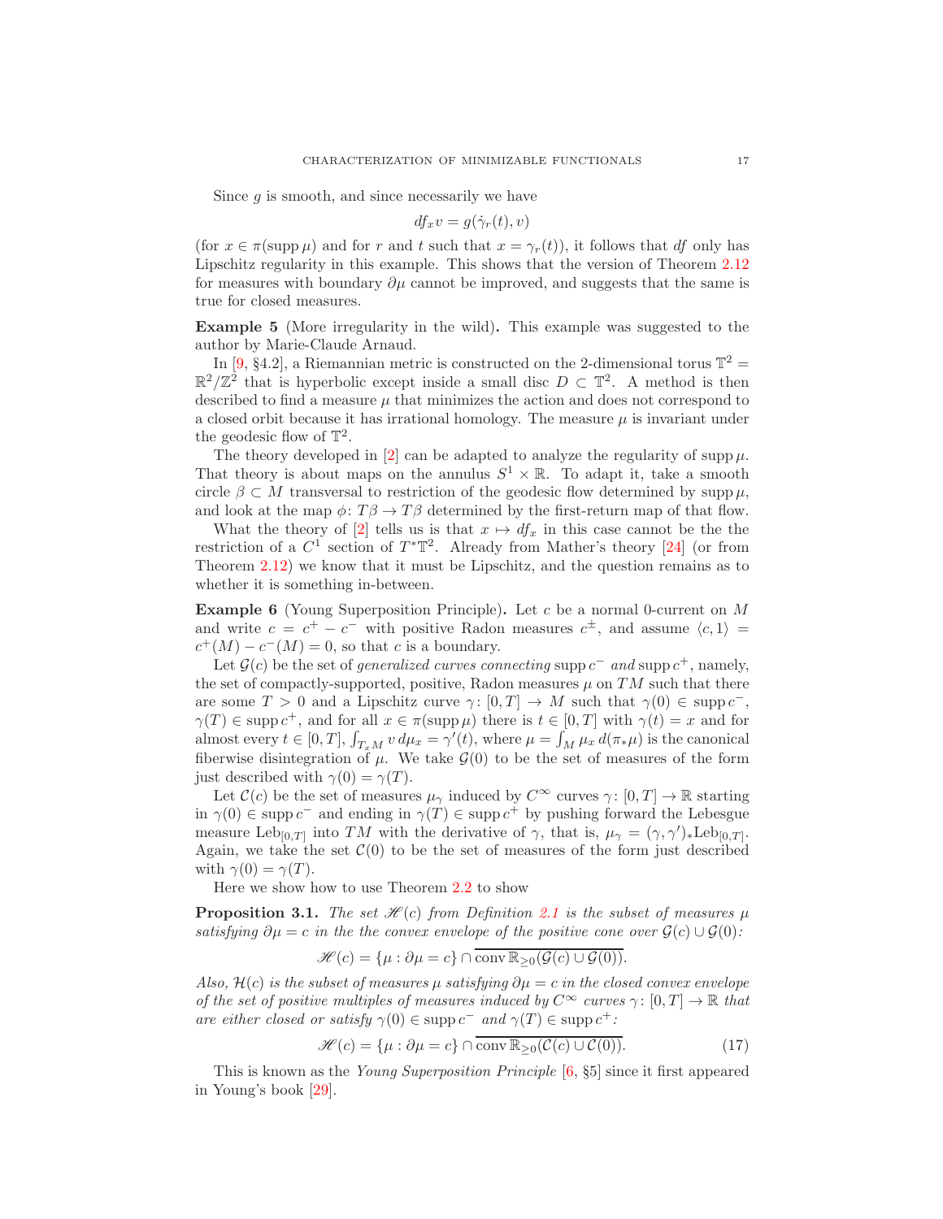Since $g$ is smooth, and since necessarily we have

$$df_x v = g(\dot\gamma_r(t), v)$$

(for $x \in \pi(\operatorname{supp}\mu)$ and for $r$ and $t$ such that $x = \gamma_r(t)$), it follows that $df$ only has Lipschitz regularity in this example. This shows that the version of Theorem 2.12 for measures with boundary $\partial\mu$ cannot be improved, and suggests that the same is true for closed measures.

**Example 5** (More irregularity in the wild)**.** This example was suggested to the author by Marie-Claude Arnaud.

In [9, §4.2], a Riemannian metric is constructed on the 2-dimensional torus $\mathbb{T}^2 = \mathbb{R}^2/\mathbb{Z}^2$ that is hyperbolic except inside a small disc $D \subset \mathbb{T}^2$. A method is then described to find a measure $\mu$ that minimizes the action and does not correspond to a closed orbit because it has irrational homology. The measure $\mu$ is invariant under the geodesic flow of $\mathbb{T}^2$.

The theory developed in [2] can be adapted to analyze the regularity of $\operatorname{supp}\mu$. That theory is about maps on the annulus $S^1 \times \mathbb{R}$. To adapt it, take a smooth circle $\beta \subset M$ transversal to restriction of the geodesic flow determined by $\operatorname{supp}\mu$, and look at the map $\phi\colon T\beta \to T\beta$ determined by the first-return map of that flow.

What the theory of [2] tells us is that $x \mapsto df_x$ in this case cannot be the the restriction of a $C^1$ section of $T^*\mathbb{T}^2$. Already from Mather's theory [24] (or from Theorem 2.12) we know that it must be Lipschitz, and the question remains as to whether it is something in-between.

**Example 6** (Young Superposition Principle)**.** Let $c$ be a normal 0-current on $M$ and write $c = c^+ - c^-$ with positive Radon measures $c^\pm$, and assume $\langle c, 1\rangle = c^+(M) - c^-(M) = 0$, so that $c$ is a boundary.

Let $\mathcal{G}(c)$ be the set of *generalized curves connecting* $\operatorname{supp} c^-$ *and* $\operatorname{supp} c^+$, namely, the set of compactly-supported, positive, Radon measures $\mu$ on $TM$ such that there are some $T > 0$ and a Lipschitz curve $\gamma\colon [0,T] \to M$ such that $\gamma(0) \in \operatorname{supp} c^-$, $\gamma(T) \in \operatorname{supp} c^+$, and for all $x \in \pi(\operatorname{supp}\mu)$ there is $t \in [0,T]$ with $\gamma(t) = x$ and for almost every $t \in [0,T]$, $\int_{T_xM} v\, d\mu_x = \gamma'(t)$, where $\mu = \int_M \mu_x\, d(\pi_*\mu)$ is the canonical fiberwise disintegration of $\mu$. We take $\mathcal{G}(0)$ to be the set of measures of the form just described with $\gamma(0) = \gamma(T)$.

Let $\mathcal{C}(c)$ be the set of measures $\mu_\gamma$ induced by $C^\infty$ curves $\gamma\colon [0,T] \to \mathbb{R}$ starting in $\gamma(0) \in \operatorname{supp} c^-$ and ending in $\gamma(T) \in \operatorname{supp} c^+$ by pushing forward the Lebesgue measure $\operatorname{Leb}_{[0,T]}$ into $TM$ with the derivative of $\gamma$, that is, $\mu_\gamma = (\gamma, \gamma')_*\operatorname{Leb}_{[0,T]}$. Again, we take the set $\mathcal{C}(0)$ to be the set of measures of the form just described with $\gamma(0) = \gamma(T)$.

Here we show how to use Theorem 2.2 to show

**Proposition 3.1.** *The set $\mathscr{H}(c)$ from Definition 2.1 is the subset of measures $\mu$ satisfying $\partial\mu = c$ in the the convex envelope of the positive cone over $\mathcal{G}(c) \cup \mathcal{G}(0)$:*

$$\mathscr{H}(c) = \{\mu : \partial\mu = c\} \cap \overline{\operatorname{conv}\mathbb{R}_{\geq 0}(\mathcal{G}(c) \cup \mathcal{G}(0))}.$$

*Also, $\mathcal{H}(c)$ is the subset of measures $\mu$ satisfying $\partial\mu = c$ in the closed convex envelope of the set of positive multiples of measures induced by $C^\infty$ curves $\gamma\colon [0,T] \to \mathbb{R}$ that are either closed or satisfy $\gamma(0) \in \operatorname{supp} c^-$ and $\gamma(T) \in \operatorname{supp} c^+$:*

$$\mathscr{H}(c) = \{\mu : \partial\mu = c\} \cap \overline{\operatorname{conv}\mathbb{R}_{\geq 0}(\mathcal{C}(c) \cup \mathcal{C}(0))}. \tag{17}$$

This is known as the *Young Superposition Principle* [6, §5] since it first appeared in Young's book [29].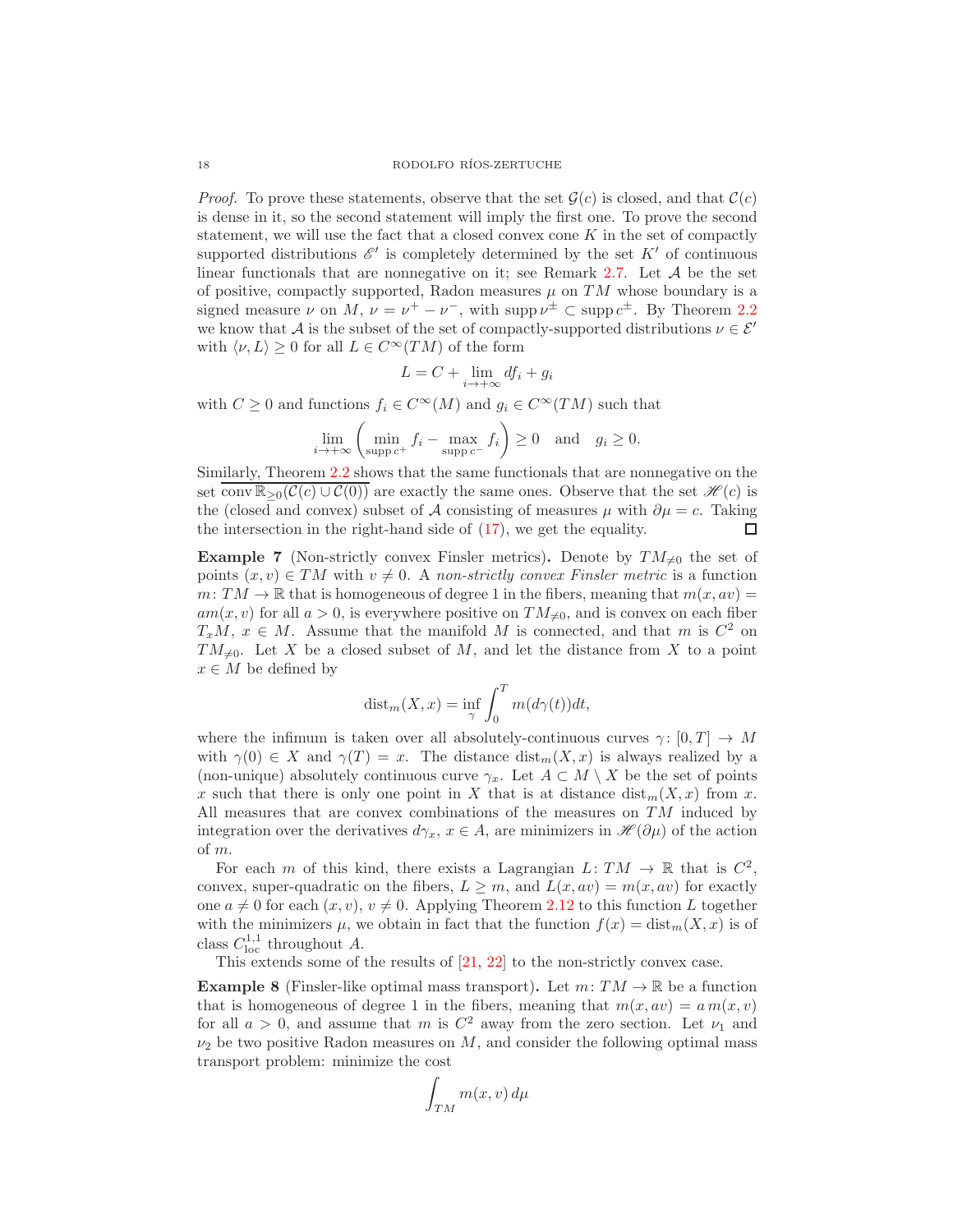*Proof.* To prove these statements, observe that the set $\mathcal{G}(c)$ is closed, and that $\mathcal{C}(c)$ is dense in it, so the second statement will imply the first one. To prove the second statement, we will use the fact that a closed convex cone $K$ in the set of compactly supported distributions $\mathscr{E}'$ is completely determined by the set $K'$ of continuous linear functionals that are nonnegative on it; see Remark 2.7. Let $\mathcal{A}$ be the set of positive, compactly supported, Radon measures $\mu$ on $TM$ whose boundary is a signed measure $\nu$ on $M$, $\nu = \nu^+ - \nu^-$, with $\operatorname{supp} \nu^\pm \subset \operatorname{supp} c^\pm$. By Theorem 2.2 we know that $\mathcal{A}$ is the subset of the set of compactly-supported distributions $\nu \in \mathscr{E}'$ with $\langle \nu, L\rangle \geq 0$ for all $L \in C^\infty(TM)$ of the form

$$L = C + \lim_{i\to+\infty} df_i + g_i$$

with $C \geq 0$ and functions $f_i \in C^\infty(M)$ and $g_i \in C^\infty(TM)$ such that

$$\lim_{i\to+\infty}\left(\min_{\operatorname{supp} c^+} f_i - \max_{\operatorname{supp} c^-} f_i\right) \geq 0 \quad \text{and} \quad g_i \geq 0.$$

Similarly, Theorem 2.2 shows that the same functionals that are nonnegative on the set $\overline{\operatorname{conv}\mathbb{R}_{\geq 0}(\mathcal{C}(c) \cup \mathcal{C}(0))}$ are exactly the same ones. Observe that the set $\mathscr{H}(c)$ is the (closed and convex) subset of $\mathcal{A}$ consisting of measures $\mu$ with $\partial\mu = c$. Taking the intersection in the right-hand side of (17), we get the equality. $\square$

**Example 7** (Non-strictly convex Finsler metrics)**.** Denote by $TM_{\neq 0}$ the set of points $(x, v) \in TM$ with $v \neq 0$. A *non-strictly convex Finsler metric* is a function $m\colon TM \to \mathbb{R}$ that is homogeneous of degree 1 in the fibers, meaning that $m(x, av) = am(x, v)$ for all $a > 0$, is everywhere positive on $TM_{\neq 0}$, and is convex on each fiber $T_xM$, $x \in M$. Assume that the manifold $M$ is connected, and that $m$ is $C^2$ on $TM_{\neq 0}$. Let $X$ be a closed subset of $M$, and let the distance from $X$ to a point $x \in M$ be defined by

$$\operatorname{dist}_m(X, x) = \inf_\gamma \int_0^T m(d\gamma(t))dt,$$

where the infimum is taken over all absolutely-continuous curves $\gamma\colon [0, T] \to M$ with $\gamma(0) \in X$ and $\gamma(T) = x$. The distance $\operatorname{dist}_m(X, x)$ is always realized by a (non-unique) absolutely continuous curve $\gamma_x$. Let $A \subset M \setminus X$ be the set of points $x$ such that there is only one point in $X$ that is at distance $\operatorname{dist}_m(X, x)$ from $x$. All measures that are convex combinations of the measures on $TM$ induced by integration over the derivatives $d\gamma_x$, $x \in A$, are minimizers in $\mathscr{H}(\partial\mu)$ of the action of $m$.

For each $m$ of this kind, there exists a Lagrangian $L\colon TM \to \mathbb{R}$ that is $C^2$, convex, super-quadratic on the fibers, $L \geq m$, and $L(x, av) = m(x, av)$ for exactly one $a \neq 0$ for each $(x, v)$, $v \neq 0$. Applying Theorem 2.12 to this function $L$ together with the minimizers $\mu$, we obtain in fact that the function $f(x) = \operatorname{dist}_m(X, x)$ is of class $C^{1,1}_{\mathrm{loc}}$ throughout $A$.

This extends some of the results of [21, 22] to the non-strictly convex case.

**Example 8** (Finsler-like optimal mass transport)**.** Let $m\colon TM \to \mathbb{R}$ be a function that is homogeneous of degree 1 in the fibers, meaning that $m(x, av) = a\, m(x, v)$ for all $a > 0$, and assume that $m$ is $C^2$ away from the zero section. Let $\nu_1$ and $\nu_2$ be two positive Radon measures on $M$, and consider the following optimal mass transport problem: minimize the cost

$$\int_{TM} m(x, v)\, d\mu$$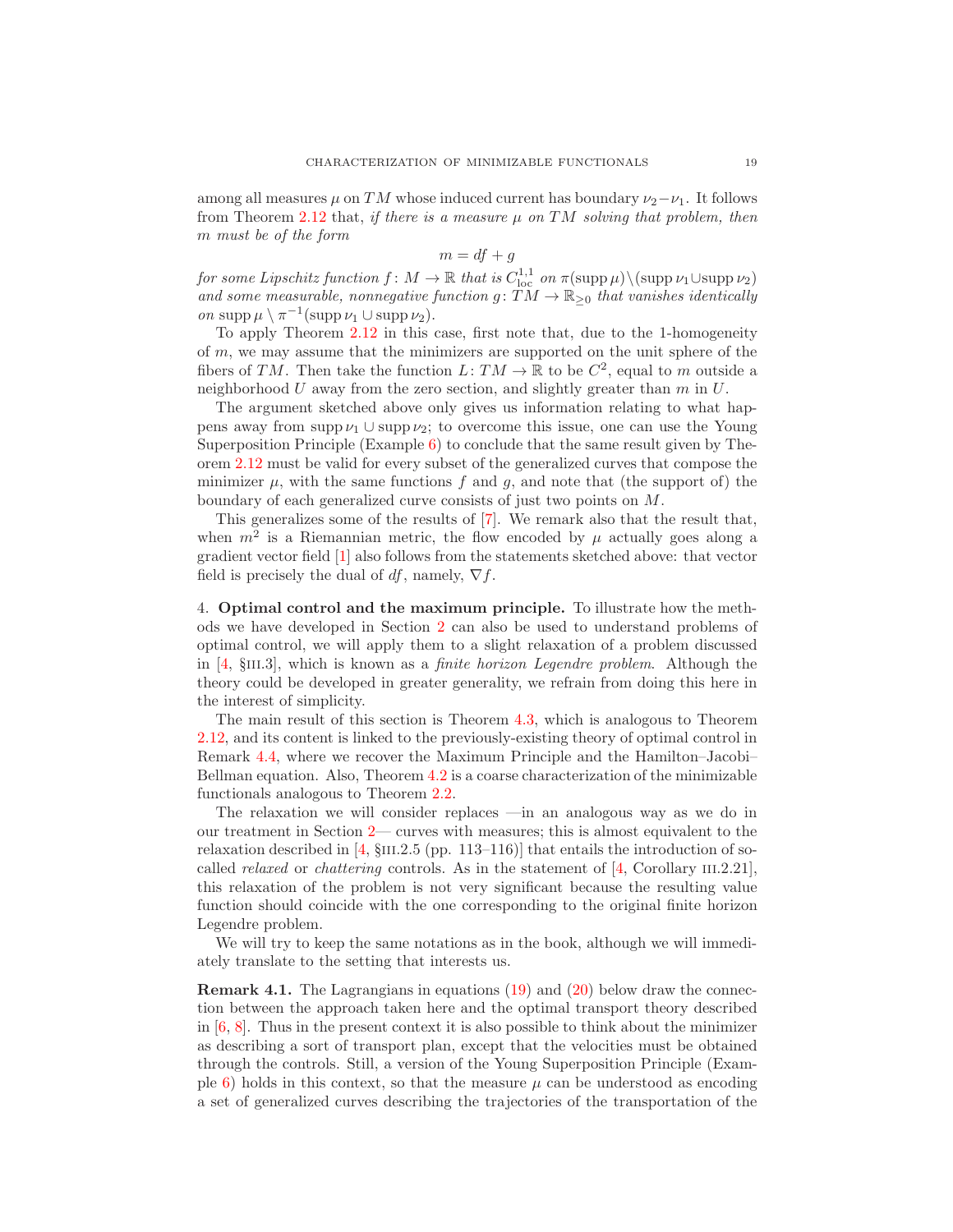among all measures $\mu$ on $TM$ whose induced current has boundary $\nu_2 - \nu_1$. It follows from Theorem 2.12 that, *if there is a measure $\mu$ on $TM$ solving that problem, then $m$ must be of the form*

$$m = df + g$$

*for some Lipschitz function $f\colon M \to \mathbb{R}$ that is $C^{1,1}_{\mathrm{loc}}$ on $\pi(\operatorname{supp}\mu)\setminus(\operatorname{supp}\nu_1\cup\operatorname{supp}\nu_2)$ and some measurable, nonnegative function $g\colon TM \to \mathbb{R}_{\geq 0}$ that vanishes identically on* $\operatorname{supp}\mu \setminus \pi^{-1}(\operatorname{supp}\nu_1 \cup \operatorname{supp}\nu_2)$.

To apply Theorem 2.12 in this case, first note that, due to the 1-homogeneity of $m$, we may assume that the minimizers are supported on the unit sphere of the fibers of $TM$. Then take the function $L\colon TM \to \mathbb{R}$ to be $C^2$, equal to $m$ outside a neighborhood $U$ away from the zero section, and slightly greater than $m$ in $U$.

The argument sketched above only gives us information relating to what happens away from $\operatorname{supp}\nu_1 \cup \operatorname{supp}\nu_2$; to overcome this issue, one can use the Young Superposition Principle (Example 6) to conclude that the same result given by Theorem 2.12 must be valid for every subset of the generalized curves that compose the minimizer $\mu$, with the same functions $f$ and $g$, and note that (the support of) the boundary of each generalized curve consists of just two points on $M$.

This generalizes some of the results of [7]. We remark also that the result that, when $m^2$ is a Riemannian metric, the flow encoded by $\mu$ actually goes along a gradient vector field [1] also follows from the statements sketched above: that vector field is precisely the dual of $df$, namely, $\nabla f$.

4. **Optimal control and the maximum principle.** To illustrate how the methods we have developed in Section 2 can also be used to understand problems of optimal control, we will apply them to a slight relaxation of a problem discussed in [4, §III.3], which is known as a *finite horizon Legendre problem*. Although the theory could be developed in greater generality, we refrain from doing this here in the interest of simplicity.

The main result of this section is Theorem 4.3, which is analogous to Theorem 2.12, and its content is linked to the previously-existing theory of optimal control in Remark 4.4, where we recover the Maximum Principle and the Hamilton–Jacobi–Bellman equation. Also, Theorem 4.2 is a coarse characterization of the minimizable functionals analogous to Theorem 2.2.

The relaxation we will consider replaces —in an analogous way as we do in our treatment in Section 2— curves with measures; this is almost equivalent to the relaxation described in [4, §III.2.5 (pp. 113–116)] that entails the introduction of so-called *relaxed* or *chattering* controls. As in the statement of [4, Corollary III.2.21], this relaxation of the problem is not very significant because the resulting value function should coincide with the one corresponding to the original finite horizon Legendre problem.

We will try to keep the same notations as in the book, although we will immediately translate to the setting that interests us.

**Remark 4.1.** The Lagrangians in equations (19) and (20) below draw the connection between the approach taken here and the optimal transport theory described in [6, 8]. Thus in the present context it is also possible to think about the minimizer as describing a sort of transport plan, except that the velocities must be obtained through the controls. Still, a version of the Young Superposition Principle (Example 6) holds in this context, so that the measure $\mu$ can be understood as encoding a set of generalized curves describing the trajectories of the transportation of the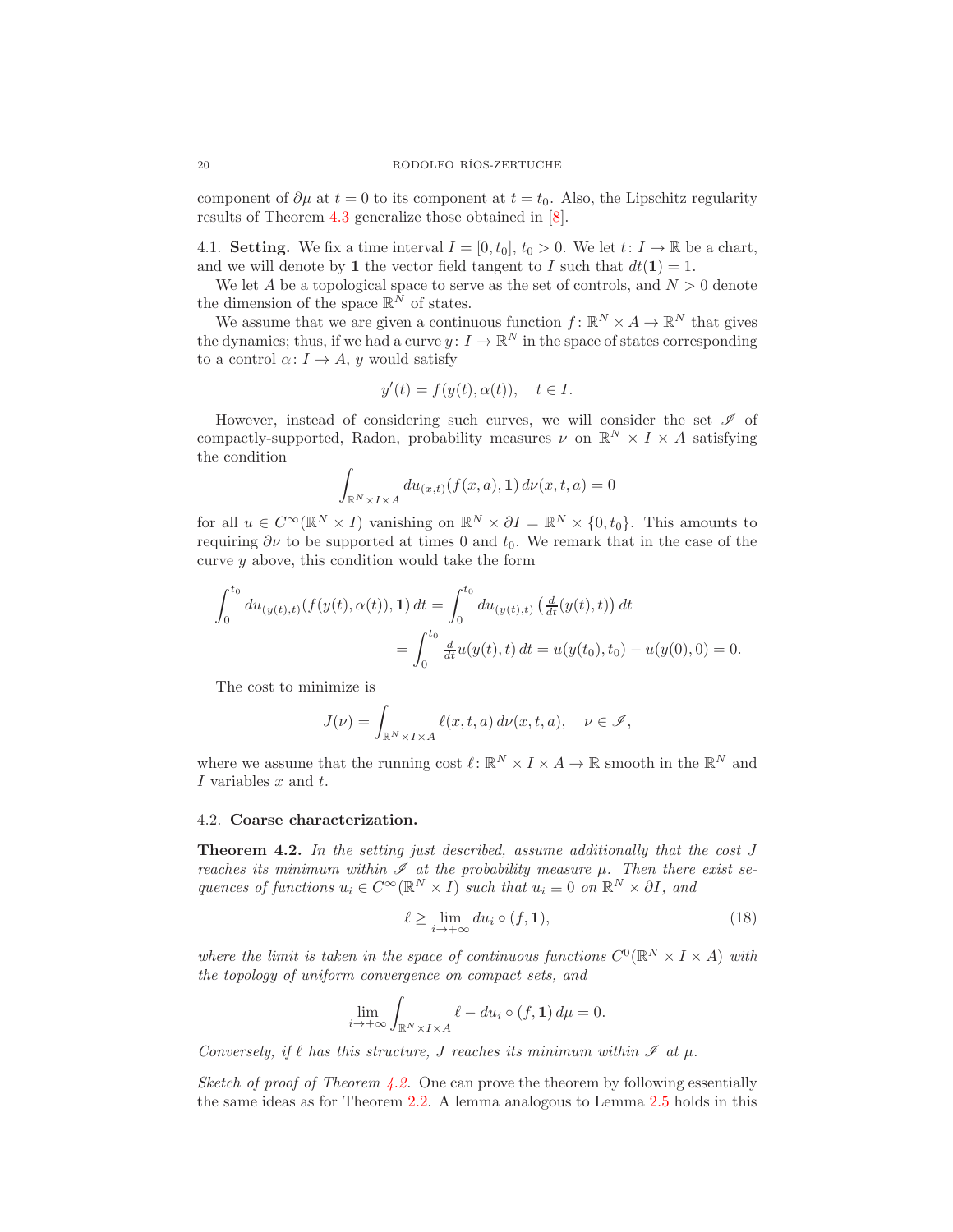component of $\partial\mu$ at $t = 0$ to its component at $t = t_0$. Also, the Lipschitz regularity results of Theorem 4.3 generalize those obtained in [8].

### 4.1. **Setting.**

We fix a time interval $I = [0, t_0]$, $t_0 > 0$. We let $t\colon I \to \mathbb{R}$ be a chart, and we will denote by $\mathbf{1}$ the vector field tangent to $I$ such that $dt(\mathbf{1}) = 1$.

We let $A$ be a topological space to serve as the set of controls, and $N > 0$ denote the dimension of the space $\mathbb{R}^N$ of states.

We assume that we are given a continuous function $f\colon \mathbb{R}^N \times A \to \mathbb{R}^N$ that gives the dynamics; thus, if we had a curve $y\colon I \to \mathbb{R}^N$ in the space of states corresponding to a control $\alpha\colon I \to A$, $y$ would satisfy

$$y'(t) = f(y(t), \alpha(t)), \quad t \in I.$$

However, instead of considering such curves, we will consider the set $\mathscr{I}$ of compactly-supported, Radon, probability measures $\nu$ on $\mathbb{R}^N \times I \times A$ satisfying the condition

$$\int_{\mathbb{R}^N \times I \times A} du_{(x,t)}(f(x,a), \mathbf{1})\, d\nu(x,t,a) = 0$$

for all $u \in C^\infty(\mathbb{R}^N \times I)$ vanishing on $\mathbb{R}^N \times \partial I = \mathbb{R}^N \times \{0, t_0\}$. This amounts to requiring $\partial\nu$ to be supported at times $0$ and $t_0$. We remark that in the case of the curve $y$ above, this condition would take the form

$$\begin{aligned}\int_0^{t_0} du_{(y(t),t)}(f(y(t),\alpha(t)), \mathbf{1})\, dt &= \int_0^{t_0} du_{(y(t),t)}\left(\tfrac{d}{dt}(y(t),t)\right) dt \\ &= \int_0^{t_0} \tfrac{d}{dt} u(y(t),t)\, dt = u(y(t_0),t_0) - u(y(0),0) = 0.\end{aligned}$$

The cost to minimize is

$$J(\nu) = \int_{\mathbb{R}^N \times I \times A} \ell(x,t,a)\, d\nu(x,t,a), \quad \nu \in \mathscr{I},$$

where we assume that the running cost $\ell\colon \mathbb{R}^N \times I \times A \to \mathbb{R}$ smooth in the $\mathbb{R}^N$ and $I$ variables $x$ and $t$.

### 4.2. **Coarse characterization.**

**Theorem 4.2.** *In the setting just described, assume additionally that the cost $J$ reaches its minimum within $\mathscr{I}$ at the probability measure $\mu$. Then there exist sequences of functions $u_i \in C^\infty(\mathbb{R}^N \times I)$ such that $u_i \equiv 0$ on $\mathbb{R}^N \times \partial I$, and*

$$\ell \geq \lim_{i\to+\infty} du_i \circ (f, \mathbf{1}), \tag{18}$$

*where the limit is taken in the space of continuous functions $C^0(\mathbb{R}^N \times I \times A)$ with the topology of uniform convergence on compact sets, and*

$$\lim_{i\to+\infty} \int_{\mathbb{R}^N \times I \times A} \ell - du_i \circ (f, \mathbf{1})\, d\mu = 0.$$

*Conversely, if $\ell$ has this structure, $J$ reaches its minimum within $\mathscr{I}$ at $\mu$.*

*Sketch of proof of Theorem 4.2.* One can prove the theorem by following essentially the same ideas as for Theorem 2.2. A lemma analogous to Lemma 2.5 holds in this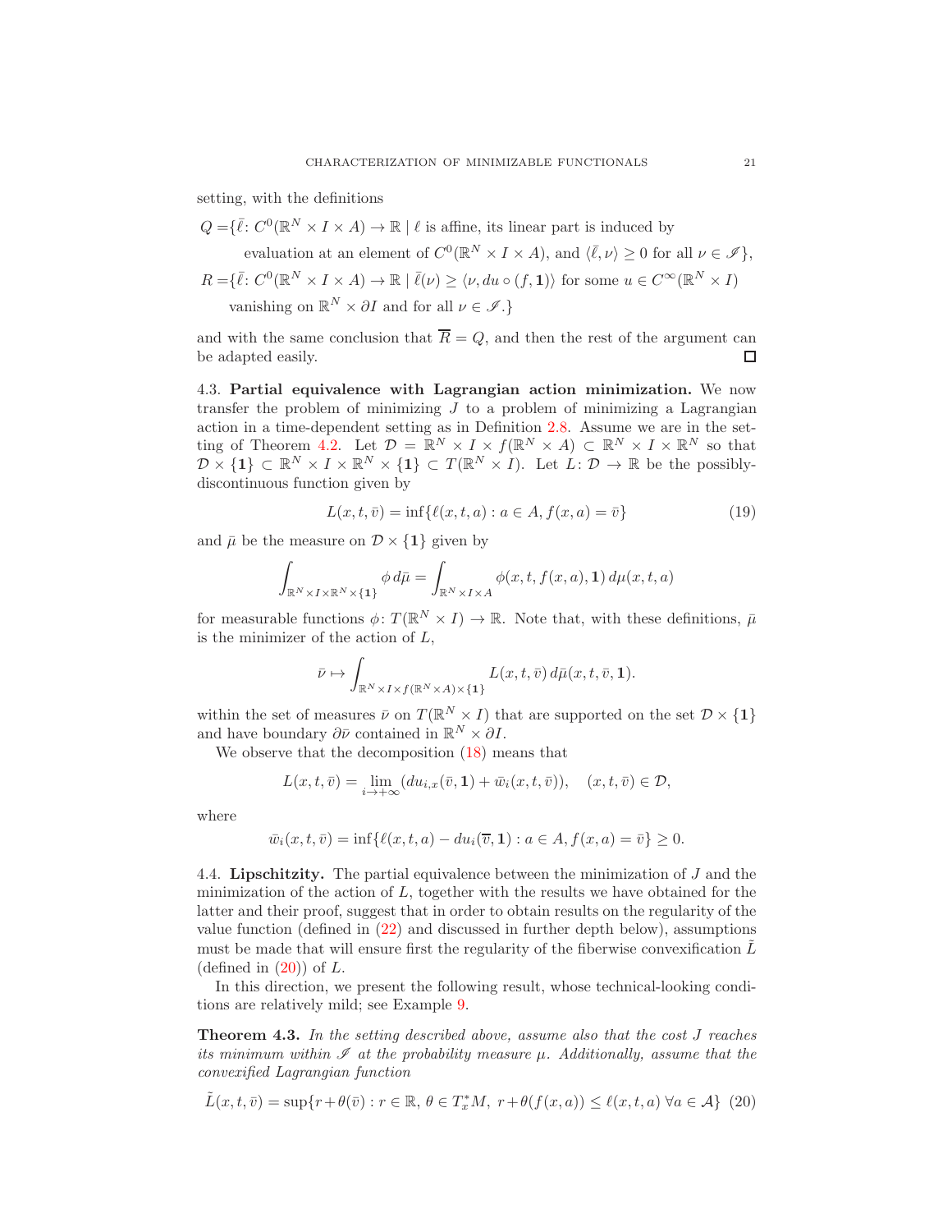setting, with the definitions

$$
\begin{aligned}
Q =\{&\bar{\ell}\colon C^0(\mathbb{R}^N \times I \times A) \to \mathbb{R} \mid \ell \text{ is affine, its linear part is induced by} \\
&\text{evaluation at an element of } C^0(\mathbb{R}^N \times I \times A), \text{ and } \langle \bar{\ell}, \nu\rangle \geq 0 \text{ for all } \nu \in \mathscr{I}\}, \\
R =\{&\bar{\ell}\colon C^0(\mathbb{R}^N \times I \times A) \to \mathbb{R} \mid \bar{\ell}(\nu) \geq \langle \nu, du \circ (f, \mathbf{1})\rangle \text{ for some } u \in C^\infty(\mathbb{R}^N \times I) \\
&\text{vanishing on } \mathbb{R}^N \times \partial I \text{ and for all } \nu \in \mathscr{I}.\}
\end{aligned}
$$

and with the same conclusion that $\overline{R} = Q$, and then the rest of the argument can be adapted easily. ◻

4.3. **Partial equivalence with Lagrangian action minimization.** We now transfer the problem of minimizing $J$ to a problem of minimizing a Lagrangian action in a time-dependent setting as in Definition 2.8. Assume we are in the setting of Theorem 4.2. Let $\mathcal{D} = \mathbb{R}^N \times I \times f(\mathbb{R}^N \times A) \subset \mathbb{R}^N \times I \times \mathbb{R}^N$ so that $\mathcal{D} \times \{\mathbf{1}\} \subset \mathbb{R}^N \times I \times \mathbb{R}^N \times \{\mathbf{1}\} \subset T(\mathbb{R}^N \times I)$. Let $L\colon \mathcal{D} \to \mathbb{R}$ be the possibly-discontinuous function given by

$$
L(x, t, \bar{v}) = \inf\{\ell(x, t, a) : a \in A, f(x, a) = \bar{v}\} \tag{19}
$$

and $\bar{\mu}$ be the measure on $\mathcal{D} \times \{\mathbf{1}\}$ given by

$$
\int_{\mathbb{R}^N \times I \times \mathbb{R}^N \times \{\mathbf{1}\}} \phi \, d\bar{\mu} = \int_{\mathbb{R}^N \times I \times A} \phi(x, t, f(x, a), \mathbf{1}) \, d\mu(x, t, a)
$$

for measurable functions $\phi\colon T(\mathbb{R}^N \times I) \to \mathbb{R}$. Note that, with these definitions, $\bar{\mu}$ is the minimizer of the action of $L$,

$$
\bar{\nu} \mapsto \int_{\mathbb{R}^N \times I \times f(\mathbb{R}^N \times A) \times \{\mathbf{1}\}} L(x, t, \bar{v}) \, d\bar{\mu}(x, t, \bar{v}, \mathbf{1}).
$$

within the set of measures $\bar{\nu}$ on $T(\mathbb{R}^N \times I)$ that are supported on the set $\mathcal{D} \times \{\mathbf{1}\}$ and have boundary $\partial\bar{\nu}$ contained in $\mathbb{R}^N \times \partial I$.

We observe that the decomposition (18) means that

$$
L(x, t, \bar{v}) = \lim_{i \to +\infty} (du_{i,x}(\bar{v}, \mathbf{1}) + \bar{w}_i(x, t, \bar{v})), \quad (x, t, \bar{v}) \in \mathcal{D},
$$

where

$$
\bar{w}_i(x, t, \bar{v}) = \inf\{\ell(x, t, a) - du_i(\overline{v}, \mathbf{1}) : a \in A, f(x, a) = \bar{v}\} \geq 0.
$$

4.4. **Lipschitzity.** The partial equivalence between the minimization of $J$ and the minimization of the action of $L$, together with the results we have obtained for the latter and their proof, suggest that in order to obtain results on the regularity of the value function (defined in (22) and discussed in further depth below), assumptions must be made that will ensure first the regularity of the fiberwise convexification $\tilde{L}$ (defined in (20)) of $L$.

In this direction, we present the following result, whose technical-looking conditions are relatively mild; see Example 9.

**Theorem 4.3.** *In the setting described above, assume also that the cost $J$ reaches its minimum within $\mathscr{I}$ at the probability measure $\mu$. Additionally, assume that the convexified Lagrangian function*

$$
\tilde{L}(x, t, \bar{v}) = \sup\{r + \theta(\bar{v}) : r \in \mathbb{R}, \ \theta \in T_x^*M, \ r + \theta(f(x, a)) \leq \ell(x, t, a) \ \forall a \in \mathcal{A}\} \tag{20}
$$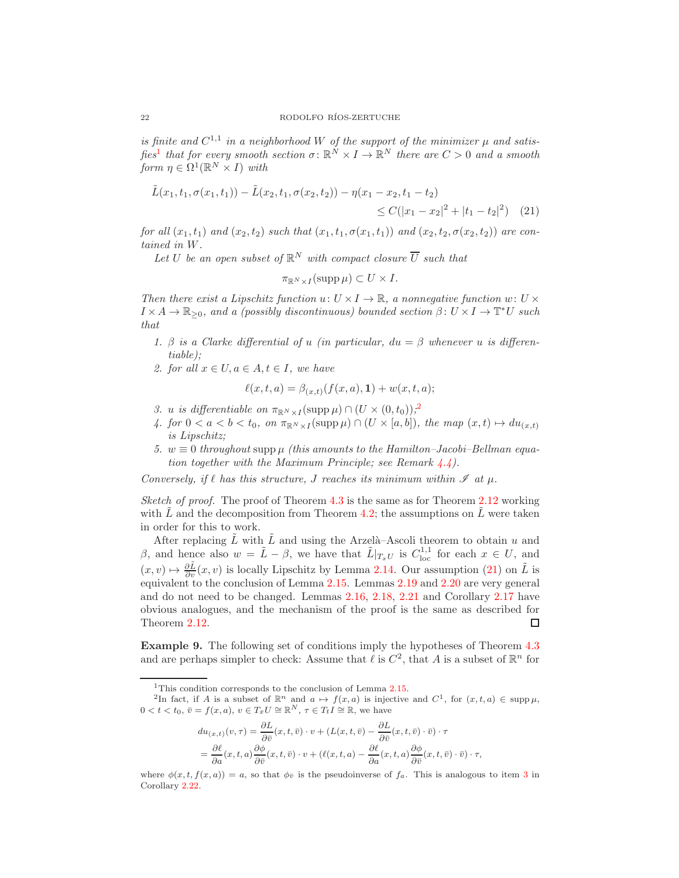*is finite and $C^{1,1}$ in a neighborhood $W$ of the support of the minimizer $\mu$ and satisfies*[1] *that for every smooth section $\sigma\colon \mathbb{R}^N\times I\to\mathbb{R}^N$ there are $C>0$ and a smooth form $\eta\in\Omega^1(\mathbb{R}^N\times I)$ with*

$$\tilde L(x_1,t_1,\sigma(x_1,t_1))-\tilde L(x_2,t_1,\sigma(x_2,t_2))-\eta(x_1-x_2,t_1-t_2)\\ \leq C(|x_1-x_2|^2+|t_1-t_2|^2) \quad (21)$$

*for all $(x_1,t_1)$ and $(x_2,t_2)$ such that $(x_1,t_1,\sigma(x_1,t_1))$ and $(x_2,t_2,\sigma(x_2,t_2))$ are contained in $W$.*

*Let $U$ be an open subset of $\mathbb{R}^N$ with compact closure $\overline{U}$ such that*

$$\pi_{\mathbb{R}^N\times I}(\operatorname{supp}\mu)\subset U\times I.$$

*Then there exist a Lipschitz function $u\colon U\times I\to\mathbb{R}$, a nonnegative function $w\colon U\times I\times A\to\mathbb{R}_{\geq0}$, and a (possibly discontinuous) bounded section $\beta\colon U\times I\to\mathbb{T}^*U$ such that*

1. *$\beta$ is a Clarke differential of $u$ (in particular, $du=\beta$ whenever $u$ is differentiable);*
2. *for all $x\in U, a\in A, t\in I$, we have*
$$\ell(x,t,a)=\beta_{(x,t)}(f(x,a),\mathbf{1})+w(x,t,a);$$
3. *$u$ is differentiable on $\pi_{\mathbb{R}^N\times I}(\operatorname{supp}\mu)\cap(U\times(0,t_0))$;*[2]
4. *for $0<a<b<t_0$, on $\pi_{\mathbb{R}^N\times I}(\operatorname{supp}\mu)\cap(U\times[a,b])$, the map $(x,t)\mapsto du_{(x,t)}$ is Lipschitz;*
5. *$w\equiv0$ throughout $\operatorname{supp}\mu$ (this amounts to the Hamilton–Jacobi–Bellman equation together with the Maximum Principle; see Remark 4.4).*

*Conversely, if $\ell$ has this structure, $J$ reaches its minimum within $\mathscr{I}$ at $\mu$.*

*Sketch of proof.* The proof of Theorem 4.3 is the same as for Theorem 2.12 working with $\tilde L$ and the decomposition from Theorem 4.2; the assumptions on $\tilde L$ were taken in order for this to work.

After replacing $\tilde L$ with $\tilde L$ and using the Arzelà–Ascoli theorem to obtain $u$ and $\beta$, and hence also $w=\tilde L-\beta$, we have that $\tilde L|_{T_xU}$ is $C^{1,1}_{\mathrm{loc}}$ for each $x\in U$, and $(x,v)\mapsto\frac{\partial\tilde L}{\partial v}(x,v)$ is locally Lipschitz by Lemma 2.14. Our assumption (21) on $\tilde L$ is equivalent to the conclusion of Lemma 2.15. Lemmas 2.19 and 2.20 are very general and do not need to be changed. Lemmas 2.16, 2.18, 2.21 and Corollary 2.17 have obvious analogues, and the mechanism of the proof is the same as described for Theorem 2.12. ∎

**Example 9.** The following set of conditions imply the hypotheses of Theorem 4.3 and are perhaps simpler to check: Assume that $\ell$ is $C^2$, that $A$ is a subset of $\mathbb{R}^n$ for

---

[1] This condition corresponds to the conclusion of Lemma 2.15.

[2] In fact, if $A$ is a subset of $\mathbb{R}^n$ and $a\mapsto f(x,a)$ is injective and $C^1$, for $(x,t,a)\in\operatorname{supp}\mu$, $0<t<t_0$, $\bar v=f(x,a)$, $v\in T_xU\cong\mathbb{R}^N$, $\tau\in T_tI\cong\mathbb{R}$, we have

$$\begin{aligned}du_{(x,t)}(v,\tau)&=\frac{\partial L}{\partial\bar v}(x,t,\bar v)\cdot v+\Big(L(x,t,\bar v)-\frac{\partial L}{\partial\bar v}(x,t,\bar v)\cdot\bar v\Big)\cdot\tau\\&=\frac{\partial\ell}{\partial a}(x,t,a)\frac{\partial\phi}{\partial\bar v}(x,t,\bar v)\cdot v+\Big(\ell(x,t,a)-\frac{\partial\ell}{\partial a}(x,t,a)\frac{\partial\phi}{\partial\bar v}(x,t,\bar v)\cdot\bar v\Big)\cdot\tau,\end{aligned}$$

where $\phi(x,t,f(x,a))=a$, so that $\phi_{\bar v}$ is the pseudoinverse of $f_a$. This is analogous to item 3 in Corollary 2.22.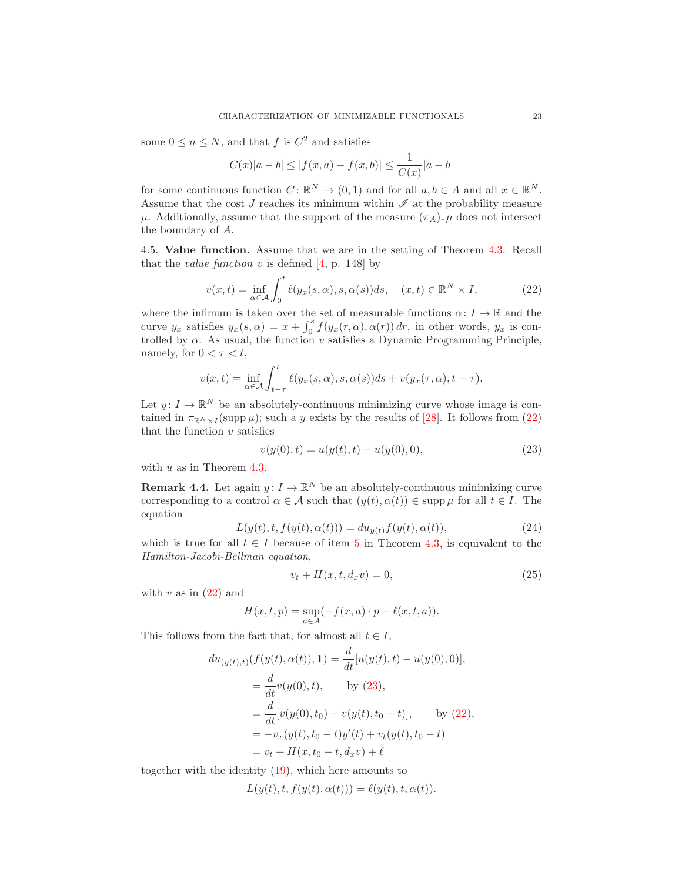some $0 \leq n \leq N$, and that $f$ is $C^2$ and satisfies

$$C(x)|a-b| \leq |f(x,a) - f(x,b)| \leq \frac{1}{C(x)}|a-b|$$

for some continuous function $C\colon \mathbb{R}^N \to (0,1)$ and for all $a, b \in A$ and all $x \in \mathbb{R}^N$. Assume that the cost $J$ reaches its minimum within $\mathscr{I}$ at the probability measure $\mu$. Additionally, assume that the support of the measure $(\pi_A)_*\mu$ does not intersect the boundary of $A$.

4.5. **Value function.** Assume that we are in the setting of Theorem 4.3. Recall that the *value function* $v$ is defined [4, p. 148] by

$$v(x,t) = \inf_{\alpha \in \mathcal{A}} \int_0^t \ell(y_x(s,\alpha), s, \alpha(s))ds, \quad (x,t) \in \mathbb{R}^N \times I, \tag{22}$$

where the infimum is taken over the set of measurable functions $\alpha\colon I \to \mathbb{R}$ and the curve $y_x$ satisfies $y_x(s,\alpha) = x + \int_0^s f(y_x(r,\alpha), \alpha(r))\, dr$, in other words, $y_x$ is controlled by $\alpha$. As usual, the function $v$ satisfies a Dynamic Programming Principle, namely, for $0 < \tau < t$,

$$v(x,t) = \inf_{\alpha \in \mathcal{A}} \int_{t-\tau}^t \ell(y_x(s,\alpha), s, \alpha(s))ds + v(y_x(\tau,\alpha), t-\tau).$$

Let $y\colon I \to \mathbb{R}^N$ be an absolutely-continuous minimizing curve whose image is contained in $\pi_{\mathbb{R}^N \times I}(\operatorname{supp}\mu)$; such a $y$ exists by the results of [28]. It follows from (22) that the function $v$ satisfies

$$v(y(0),t) = u(y(t),t) - u(y(0),0), \tag{23}$$

with $u$ as in Theorem 4.3.

**Remark 4.4.** Let again $y\colon I \to \mathbb{R}^N$ be an absolutely-continuous minimizing curve corresponding to a control $\alpha \in \mathcal{A}$ such that $(y(t), \alpha(t)) \in \operatorname{supp}\mu$ for all $t \in I$. The equation

$$L(y(t), t, f(y(t), \alpha(t))) = du_{y(t)} f(y(t), \alpha(t)), \tag{24}$$

which is true for all $t \in I$ because of item 5 in Theorem 4.3, is equivalent to the *Hamilton-Jacobi-Bellman equation*,

$$v_t + H(x, t, d_x v) = 0, \tag{25}$$

with $v$ as in (22) and

$$H(x,t,p) = \sup_{a \in A}(-f(x,a)\cdot p - \ell(x,t,a)).$$

This follows from the fact that, for almost all $t \in I$,

$$\begin{aligned}
du_{(y(t),t)}(f(y(t),\alpha(t)), \mathbf{1}) &= \frac{d}{dt}[u(y(t),t) - u(y(0),0)], \\
&= \frac{d}{dt} v(y(0),t), \qquad \text{by (23)}, \\
&= \frac{d}{dt}[v(y(0),t_0) - v(y(t), t_0 - t)], \qquad \text{by (22)}, \\
&= -v_x(y(t), t_0 - t)y'(t) + v_t(y(t), t_0 - t) \\
&= v_t + H(x, t_0 - t, d_x v) + \ell
\end{aligned}$$

together with the identity (19), which here amounts to

$$L(y(t), t, f(y(t), \alpha(t))) = \ell(y(t), t, \alpha(t)).$$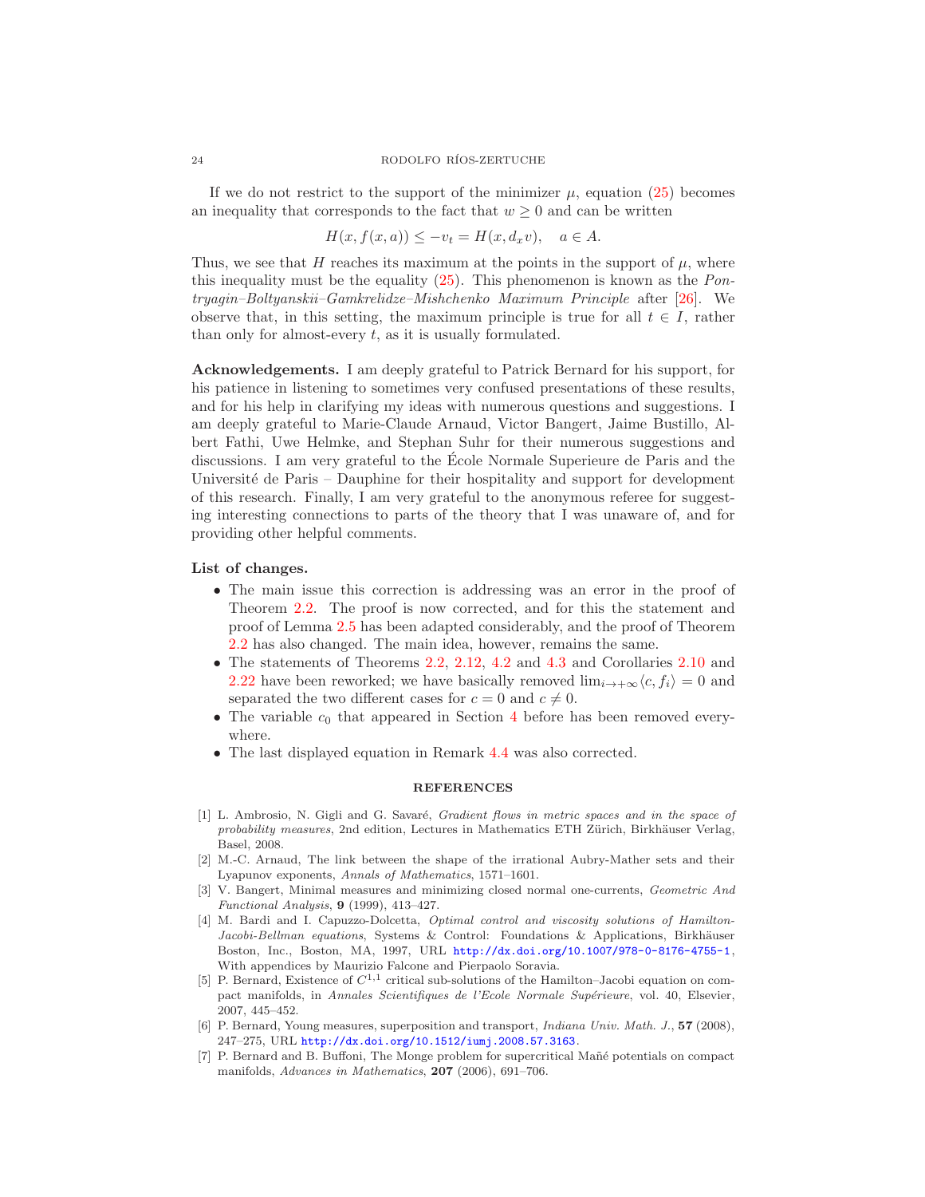If we do not restrict to the support of the minimizer $\mu$, equation (25) becomes an inequality that corresponds to the fact that $w \geq 0$ and can be written

$$H(x, f(x,a)) \leq -v_t = H(x, d_x v), \quad a \in A.$$

Thus, we see that $H$ reaches its maximum at the points in the support of $\mu$, where this inequality must be the equality (25). This phenomenon is known as the *Pontryagin–Boltyanskii–Gamkrelidze–Mishchenko Maximum Principle* after [26]. We observe that, in this setting, the maximum principle is true for all $t \in I$, rather than only for almost-every $t$, as it is usually formulated.

**Acknowledgements.** I am deeply grateful to Patrick Bernard for his support, for his patience in listening to sometimes very confused presentations of these results, and for his help in clarifying my ideas with numerous questions and suggestions. I am deeply grateful to Marie-Claude Arnaud, Victor Bangert, Jaime Bustillo, Albert Fathi, Uwe Helmke, and Stephan Suhr for their numerous suggestions and discussions. I am very grateful to the École Normale Superieure de Paris and the Université de Paris – Dauphine for their hospitality and support for development of this research. Finally, I am very grateful to the anonymous referee for suggesting interesting connections to parts of the theory that I was unaware of, and for providing other helpful comments.

**List of changes.**

- The main issue this correction is addressing was an error in the proof of Theorem 2.2. The proof is now corrected, and for this the statement and proof of Lemma 2.5 has been adapted considerably, and the proof of Theorem 2.2 has also changed. The main idea, however, remains the same.
- The statements of Theorems 2.2, 2.12, 4.2 and 4.3 and Corollaries 2.10 and 2.22 have been reworked; we have basically removed $\lim_{i\to+\infty}\langle c, f_i\rangle = 0$ and separated the two different cases for $c = 0$ and $c \neq 0$.
- The variable $c_0$ that appeared in Section 4 before has been removed everywhere.
- The last displayed equation in Remark 4.4 was also corrected.

## REFERENCES

[1] L. Ambrosio, N. Gigli and G. Savaré, *Gradient flows in metric spaces and in the space of probability measures*, 2nd edition, Lectures in Mathematics ETH Zürich, Birkhäuser Verlag, Basel, 2008.

[2] M.-C. Arnaud, The link between the shape of the irrational Aubry-Mather sets and their Lyapunov exponents, *Annals of Mathematics*, 1571–1601.

[3] V. Bangert, Minimal measures and minimizing closed normal one-currents, *Geometric And Functional Analysis*, **9** (1999), 413–427.

[4] M. Bardi and I. Capuzzo-Dolcetta, *Optimal control and viscosity solutions of Hamilton-Jacobi-Bellman equations*, Systems & Control: Foundations & Applications, Birkhäuser Boston, Inc., Boston, MA, 1997, URL http://dx.doi.org/10.1007/978-0-8176-4755-1, With appendices by Maurizio Falcone and Pierpaolo Soravia.

[5] P. Bernard, Existence of $C^{1,1}$ critical sub-solutions of the Hamilton–Jacobi equation on compact manifolds, in *Annales Scientifiques de l'Ecole Normale Supérieure*, vol. 40, Elsevier, 2007, 445–452.

[6] P. Bernard, Young measures, superposition and transport, *Indiana Univ. Math. J.*, **57** (2008), 247–275, URL http://dx.doi.org/10.1512/iumj.2008.57.3163.

[7] P. Bernard and B. Buffoni, The Monge problem for supercritical Mañé potentials on compact manifolds, *Advances in Mathematics*, **207** (2006), 691–706.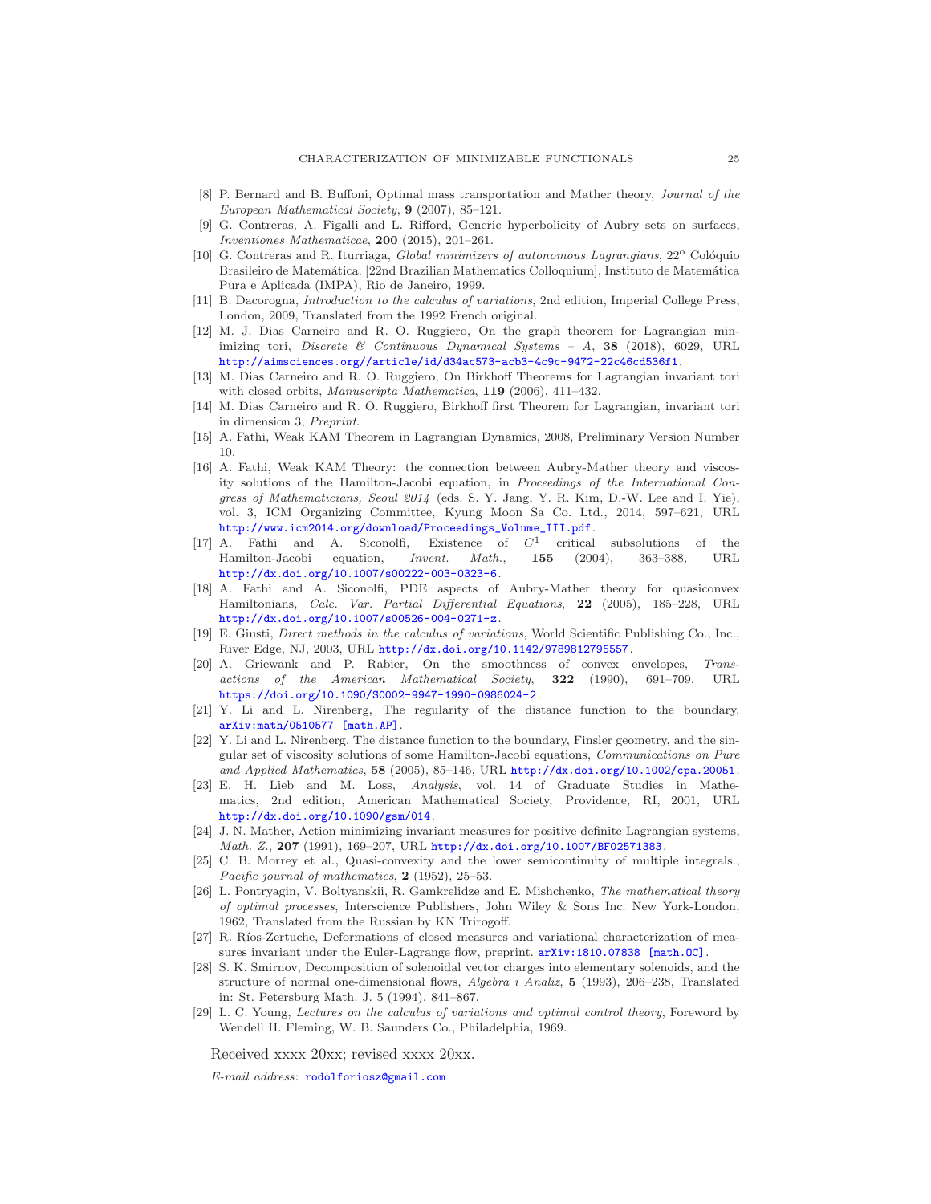[8] P. Bernard and B. Buffoni, Optimal mass transportation and Mather theory, *Journal of the European Mathematical Society*, **9** (2007), 85–121.

[9] G. Contreras, A. Figalli and L. Rifford, Generic hyperbolicity of Aubry sets on surfaces, *Inventiones Mathematicae*, **200** (2015), 201–261.

[10] G. Contreras and R. Iturriaga, *Global minimizers of autonomous Lagrangians*, 22$^o$ Colóquio Brasileiro de Matemática. [22nd Brazilian Mathematics Colloquium], Instituto de Matemática Pura e Aplicada (IMPA), Rio de Janeiro, 1999.

[11] B. Dacorogna, *Introduction to the calculus of variations*, 2nd edition, Imperial College Press, London, 2009, Translated from the 1992 French original.

[12] M. J. Dias Carneiro and R. O. Ruggiero, On the graph theorem for Lagrangian minimizing tori, *Discrete & Continuous Dynamical Systems – A*, **38** (2018), 6029, URL http://aimsciences.org//article/id/d34ac573-acb3-4c9c-9472-22c46cd536f1.

[13] M. Dias Carneiro and R. O. Ruggiero, On Birkhoff Theorems for Lagrangian invariant tori with closed orbits, *Manuscripta Mathematica*, **119** (2006), 411–432.

[14] M. Dias Carneiro and R. O. Ruggiero, Birkhoff first Theorem for Lagrangian, invariant tori in dimension 3, *Preprint*.

[15] A. Fathi, Weak KAM Theorem in Lagrangian Dynamics, 2008, Preliminary Version Number 10.

[16] A. Fathi, Weak KAM Theory: the connection between Aubry-Mather theory and viscosity solutions of the Hamilton-Jacobi equation, in *Proceedings of the International Congress of Mathematicians, Seoul 2014* (eds. S. Y. Jang, Y. R. Kim, D.-W. Lee and I. Yie), vol. 3, ICM Organizing Committee, Kyung Moon Sa Co. Ltd., 2014, 597–621, URL http://www.icm2014.org/download/Proceedings_Volume_III.pdf.

[17] A. Fathi and A. Siconolfi, Existence of $C^1$ critical subsolutions of the Hamilton-Jacobi equation, *Invent. Math.*, **155** (2004), 363–388, URL http://dx.doi.org/10.1007/s00222-003-0323-6.

[18] A. Fathi and A. Siconolfi, PDE aspects of Aubry-Mather theory for quasiconvex Hamiltonians, *Calc. Var. Partial Differential Equations*, **22** (2005), 185–228, URL http://dx.doi.org/10.1007/s00526-004-0271-z.

[19] E. Giusti, *Direct methods in the calculus of variations*, World Scientific Publishing Co., Inc., River Edge, NJ, 2003, URL http://dx.doi.org/10.1142/9789812795557.

[20] A. Griewank and P. Rabier, On the smoothness of convex envelopes, *Transactions of the American Mathematical Society*, **322** (1990), 691–709, URL https://doi.org/10.1090/S0002-9947-1990-0986024-2.

[21] Y. Li and L. Nirenberg, The regularity of the distance function to the boundary, arXiv:math/0510577 [math.AP].

[22] Y. Li and L. Nirenberg, The distance function to the boundary, Finsler geometry, and the singular set of viscosity solutions of some Hamilton-Jacobi equations, *Communications on Pure and Applied Mathematics*, **58** (2005), 85–146, URL http://dx.doi.org/10.1002/cpa.20051.

[23] E. H. Lieb and M. Loss, *Analysis*, vol. 14 of Graduate Studies in Mathematics, 2nd edition, American Mathematical Society, Providence, RI, 2001, URL http://dx.doi.org/10.1090/gsm/014.

[24] J. N. Mather, Action minimizing invariant measures for positive definite Lagrangian systems, *Math. Z.*, **207** (1991), 169–207, URL http://dx.doi.org/10.1007/BF02571383.

[25] C. B. Morrey et al., Quasi-convexity and the lower semicontinuity of multiple integrals., *Pacific journal of mathematics*, **2** (1952), 25–53.

[26] L. Pontryagin, V. Boltyanskii, R. Gamkrelidze and E. Mishchenko, *The mathematical theory of optimal processes*, Interscience Publishers, John Wiley & Sons Inc. New York-London, 1962, Translated from the Russian by KN Trirogoff.

[27] R. Ríos-Zertuche, Deformations of closed measures and variational characterization of measures invariant under the Euler-Lagrange flow, preprint. arXiv:1810.07838 [math.OC].

[28] S. K. Smirnov, Decomposition of solenoidal vector charges into elementary solenoids, and the structure of normal one-dimensional flows, *Algebra i Analiz*, **5** (1993), 206–238, Translated in: St. Petersburg Math. J. 5 (1994), 841–867.

[29] L. C. Young, *Lectures on the calculus of variations and optimal control theory*, Foreword by Wendell H. Fleming, W. B. Saunders Co., Philadelphia, 1969.

Received xxxx 20xx; revised xxxx 20xx.

*E-mail address*: rodolforiosz@gmail.com